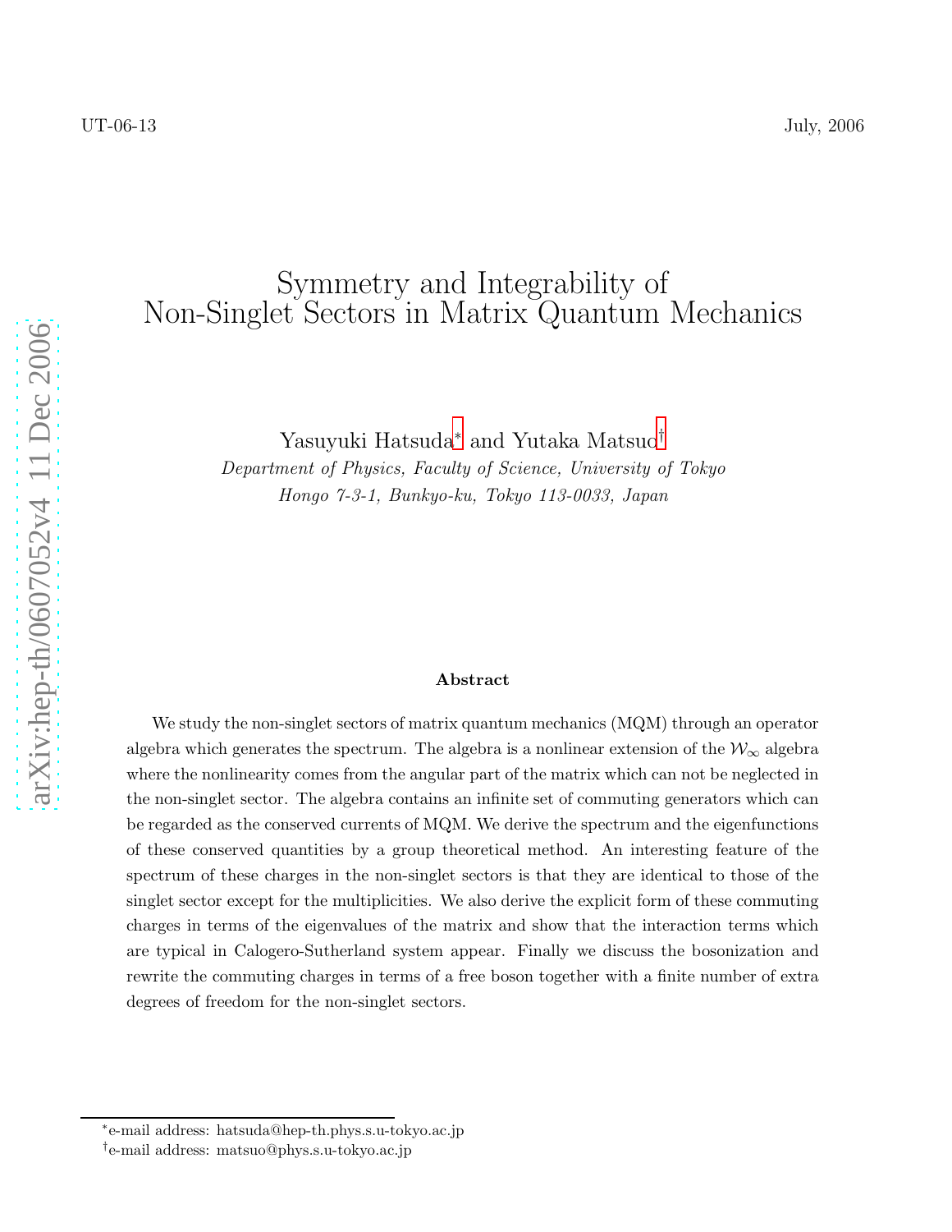UT-06-13 July, 2006

# Symmetry and Integrability of Non-Singlet Sectors in Matrix Quantum Mechanics

Yasuyuki Hatsuda* and Yutaka Matsuo†

*Department of Physics, Faculty of Science, University of Tokyo*
*Hongo 7-3-1, Bunkyo-ku, Tokyo 113-0033, Japan*

### Abstract

We study the non-singlet sectors of matrix quantum mechanics (MQM) through an operator algebra which generates the spectrum. The algebra is a nonlinear extension of the $\mathcal{W}_\infty$ algebra where the nonlinearity comes from the angular part of the matrix which can not be neglected in the non-singlet sector. The algebra contains an infinite set of commuting generators which can be regarded as the conserved currents of MQM. We derive the spectrum and the eigenfunctions of these conserved quantities by a group theoretical method. An interesting feature of the spectrum of these charges in the non-singlet sectors is that they are identical to those of the singlet sector except for the multiplicities. We also derive the explicit form of these commuting charges in terms of the eigenvalues of the matrix and show that the interaction terms which are typical in Calogero-Sutherland system appear. Finally we discuss the bosonization and rewrite the commuting charges in terms of a free boson together with a finite number of extra degrees of freedom for the non-singlet sectors.

*e-mail address: hatsuda@hep-th.phys.s.u-tokyo.ac.jp
†e-mail address: matsuo@phys.s.u-tokyo.ac.jp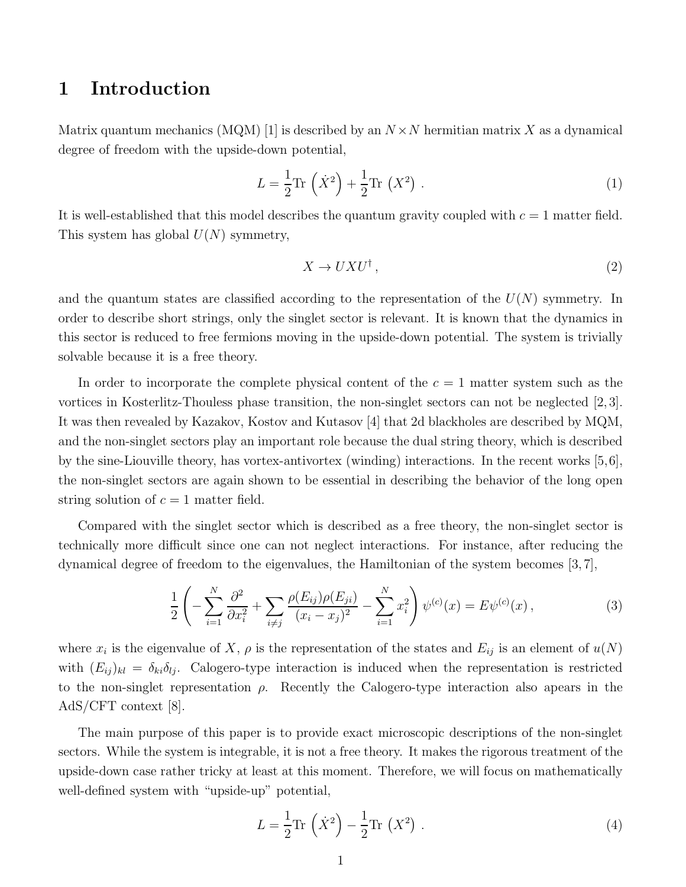# 1 Introduction

Matrix quantum mechanics (MQM) [1] is described by an $N \times N$ hermitian matrix $X$ as a dynamical degree of freedom with the upside-down potential,

$$L = \frac{1}{2}\mathrm{Tr}\left(\dot{X}^2\right) + \frac{1}{2}\mathrm{Tr}\left(X^2\right). \tag{1}$$

It is well-established that this model describes the quantum gravity coupled with $c = 1$ matter field. This system has global $U(N)$ symmetry,

$$X \to UXU^\dagger, \tag{2}$$

and the quantum states are classified according to the representation of the $U(N)$ symmetry. In order to describe short strings, only the singlet sector is relevant. It is known that the dynamics in this sector is reduced to free fermions moving in the upside-down potential. The system is trivially solvable because it is a free theory.

In order to incorporate the complete physical content of the $c = 1$ matter system such as the vortices in Kosterlitz-Thouless phase transition, the non-singlet sectors can not be neglected [2,3]. It was then revealed by Kazakov, Kostov and Kutasov [4] that 2d blackholes are described by MQM, and the non-singlet sectors play an important role because the dual string theory, which is described by the sine-Liouville theory, has vortex-antivortex (winding) interactions. In the recent works [5,6], the non-singlet sectors are again shown to be essential in describing the behavior of the long open string solution of $c = 1$ matter field.

Compared with the singlet sector which is described as a free theory, the non-singlet sector is technically more difficult since one can not neglect interactions. For instance, after reducing the dynamical degree of freedom to the eigenvalues, the Hamiltonian of the system becomes [3,7],

$$\frac{1}{2}\left(-\sum_{i=1}^{N}\frac{\partial^2}{\partial x_i^2} + \sum_{i\neq j}\frac{\rho(E_{ij})\rho(E_{ji})}{(x_i - x_j)^2} - \sum_{i=1}^{N} x_i^2\right)\psi^{(c)}(x) = E\psi^{(c)}(x), \tag{3}$$

where $x_i$ is the eigenvalue of $X$, $\rho$ is the representation of the states and $E_{ij}$ is an element of $u(N)$ with $(E_{ij})_{kl} = \delta_{ki}\delta_{lj}$. Calogero-type interaction is induced when the representation is restricted to the non-singlet representation $\rho$. Recently the Calogero-type interaction also apears in the AdS/CFT context [8].

The main purpose of this paper is to provide exact microscopic descriptions of the non-singlet sectors. While the system is integrable, it is not a free theory. It makes the rigorous treatment of the upside-down case rather tricky at least at this moment. Therefore, we will focus on mathematically well-defined system with "upside-up" potential,

$$L = \frac{1}{2}\mathrm{Tr}\left(\dot{X}^2\right) - \frac{1}{2}\mathrm{Tr}\left(X^2\right). \tag{4}$$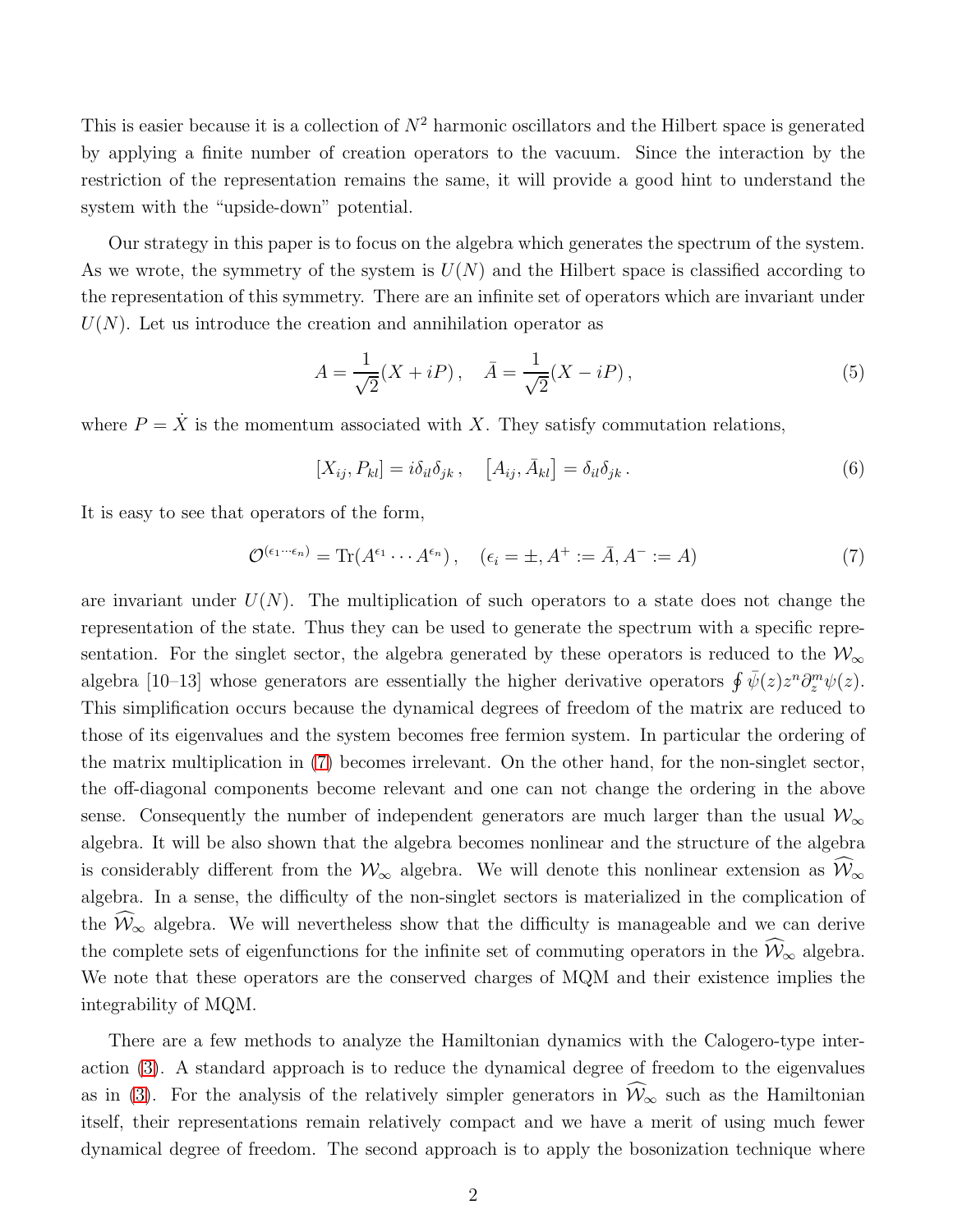This is easier because it is a collection of $N^2$ harmonic oscillators and the Hilbert space is generated by applying a finite number of creation operators to the vacuum. Since the interaction by the restriction of the representation remains the same, it will provide a good hint to understand the system with the "upside-down" potential.

Our strategy in this paper is to focus on the algebra which generates the spectrum of the system. As we wrote, the symmetry of the system is $U(N)$ and the Hilbert space is classified according to the representation of this symmetry. There are an infinite set of operators which are invariant under $U(N)$. Let us introduce the creation and annihilation operator as

$$A = \frac{1}{\sqrt{2}}(X + iP)\,, \quad \bar{A} = \frac{1}{\sqrt{2}}(X - iP)\,, \tag{5}$$

where $P = \dot{X}$ is the momentum associated with $X$. They satisfy commutation relations,

$$[X_{ij}, P_{kl}] = i\delta_{il}\delta_{jk}\,, \quad \left[A_{ij}, \bar{A}_{kl}\right] = \delta_{il}\delta_{jk}\,. \tag{6}$$

It is easy to see that operators of the form,

$$\mathcal{O}^{(\epsilon_1 \cdots \epsilon_n)} = \mathrm{Tr}(A^{\epsilon_1} \cdots A^{\epsilon_n})\,, \quad (\epsilon_i = \pm, A^+ := \bar{A}, A^- := A) \tag{7}$$

are invariant under $U(N)$. The multiplication of such operators to a state does not change the representation of the state. Thus they can be used to generate the spectrum with a specific representation. For the singlet sector, the algebra generated by these operators is reduced to the $\mathcal{W}_\infty$ algebra [10–13] whose generators are essentially the higher derivative operators $\oint \bar{\psi}(z) z^n \partial_z^m \psi(z)$. This simplification occurs because the dynamical degrees of freedom of the matrix are reduced to those of its eigenvalues and the system becomes free fermion system. In particular the ordering of the matrix multiplication in (7) becomes irrelevant. On the other hand, for the non-singlet sector, the off-diagonal components become relevant and one can not change the ordering in the above sense. Consequently the number of independent generators are much larger than the usual $\mathcal{W}_\infty$ algebra. It will be also shown that the algebra becomes nonlinear and the structure of the algebra is considerably different from the $\mathcal{W}_\infty$ algebra. We will denote this nonlinear extension as $\widehat{\mathcal{W}}_\infty$ algebra. In a sense, the difficulty of the non-singlet sectors is materialized in the complication of the $\widehat{\mathcal{W}}_\infty$ algebra. We will nevertheless show that the difficulty is manageable and we can derive the complete sets of eigenfunctions for the infinite set of commuting operators in the $\widehat{\mathcal{W}}_\infty$ algebra. We note that these operators are the conserved charges of MQM and their existence implies the integrability of MQM.

There are a few methods to analyze the Hamiltonian dynamics with the Calogero-type interaction (3). A standard approach is to reduce the dynamical degree of freedom to the eigenvalues as in (3). For the analysis of the relatively simpler generators in $\widehat{\mathcal{W}}_\infty$ such as the Hamiltonian itself, their representations remain relatively compact and we have a merit of using much fewer dynamical degree of freedom. The second approach is to apply the bosonization technique where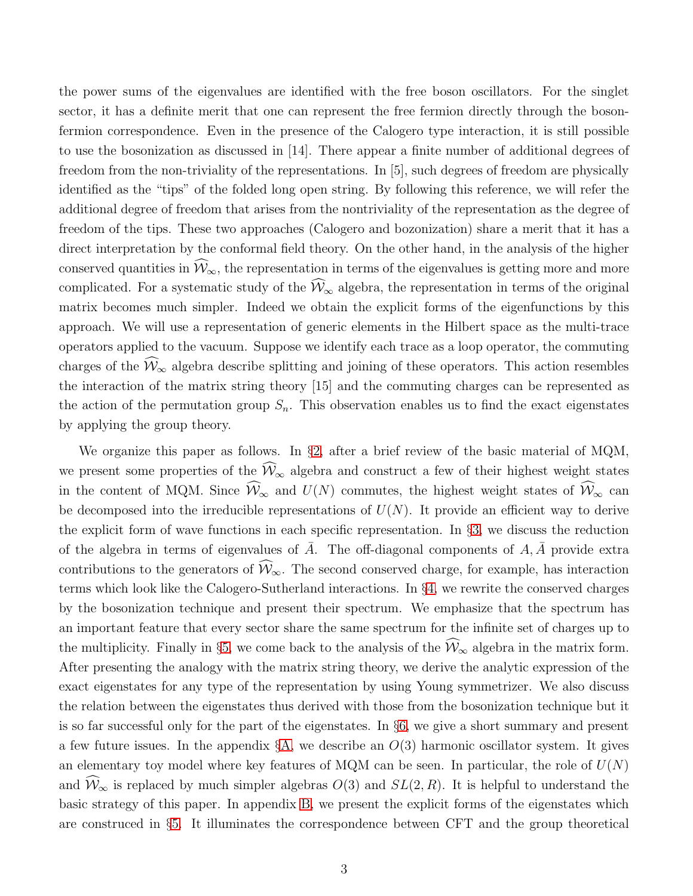the power sums of the eigenvalues are identified with the free boson oscillators. For the singlet sector, it has a definite merit that one can represent the free fermion directly through the boson-fermion correspondence. Even in the presence of the Calogero type interaction, it is still possible to use the bosonization as discussed in [14]. There appear a finite number of additional degrees of freedom from the non-triviality of the representations. In [5], such degrees of freedom are physically identified as the "tips" of the folded long open string. By following this reference, we will refer the additional degree of freedom that arises from the nontriviality of the representation as the degree of freedom of the tips. These two approaches (Calogero and bozonization) share a merit that it has a direct interpretation by the conformal field theory. On the other hand, in the analysis of the higher conserved quantities in $\widehat{\mathcal{W}}_\infty$, the representation in terms of the eigenvalues is getting more and more complicated. For a systematic study of the $\widehat{\mathcal{W}}_\infty$ algebra, the representation in terms of the original matrix becomes much simpler. Indeed we obtain the explicit forms of the eigenfunctions by this approach. We will use a representation of generic elements in the Hilbert space as the multi-trace operators applied to the vacuum. Suppose we identify each trace as a loop operator, the commuting charges of the $\widehat{\mathcal{W}}_\infty$ algebra describe splitting and joining of these operators. This action resembles the interaction of the matrix string theory [15] and the commuting charges can be represented as the action of the permutation group $S_n$. This observation enables us to find the exact eigenstates by applying the group theory.

We organize this paper as follows. In §2, after a brief review of the basic material of MQM, we present some properties of the $\widehat{\mathcal{W}}_\infty$ algebra and construct a few of their highest weight states in the content of MQM. Since $\widehat{\mathcal{W}}_\infty$ and $U(N)$ commutes, the highest weight states of $\widehat{\mathcal{W}}_\infty$ can be decomposed into the irreducible representations of $U(N)$. It provide an efficient way to derive the explicit form of wave functions in each specific representation. In §3, we discuss the reduction of the algebra in terms of eigenvalues of $\bar{A}$. The off-diagonal components of $A, \bar{A}$ provide extra contributions to the generators of $\widehat{\mathcal{W}}_\infty$. The second conserved charge, for example, has interaction terms which look like the Calogero-Sutherland interactions. In §4, we rewrite the conserved charges by the bosonization technique and present their spectrum. We emphasize that the spectrum has an important feature that every sector share the same spectrum for the infinite set of charges up to the multiplicity. Finally in §5, we come back to the analysis of the $\widehat{\mathcal{W}}_\infty$ algebra in the matrix form. After presenting the analogy with the matrix string theory, we derive the analytic expression of the exact eigenstates for any type of the representation by using Young symmetrizer. We also discuss the relation between the eigenstates thus derived with those from the bosonization technique but it is so far successful only for the part of the eigenstates. In §6, we give a short summary and present a few future issues. In the appendix §A, we describe an $O(3)$ harmonic oscillator system. It gives an elementary toy model where key features of MQM can be seen. In particular, the role of $U(N)$ and $\widehat{\mathcal{W}}_\infty$ is replaced by much simpler algebras $O(3)$ and $SL(2, R)$. It is helpful to understand the basic strategy of this paper. In appendix B, we present the explicit forms of the eigenstates which are construced in §5. It illuminates the correspondence between CFT and the group theoretical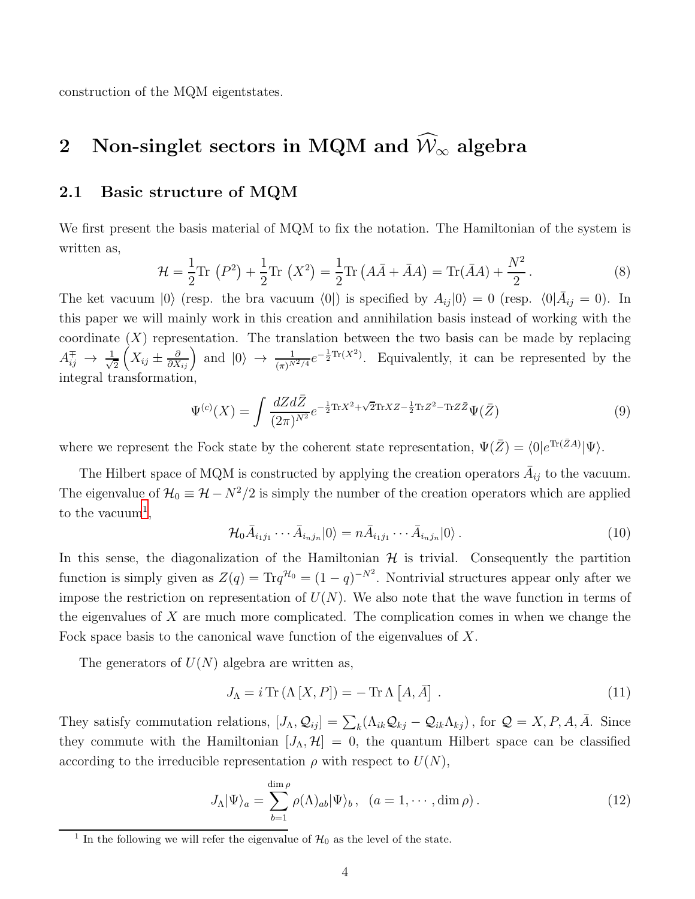construction of the MQM eigentstates.

## 2 Non-singlet sectors in MQM and $\widehat{\mathcal{W}}_\infty$ algebra

### 2.1 Basic structure of MQM

We first present the basis material of MQM to fix the notation. The Hamiltonian of the system is written as,

$$\mathcal{H} = \frac{1}{2}\mathrm{Tr}\,\left(P^2\right) + \frac{1}{2}\mathrm{Tr}\,\left(X^2\right) = \frac{1}{2}\mathrm{Tr}\left(A\bar{A} + \bar{A}A\right) = \mathrm{Tr}(\bar{A}A) + \frac{N^2}{2}\,. \tag{8}$$

The ket vacuum $|0\rangle$ (resp. the bra vacuum $\langle 0|$) is specified by $A_{ij}|0\rangle = 0$ (resp. $\langle 0|\bar{A}_{ij} = 0$). In this paper we will mainly work in this creation and annihilation basis instead of working with the coordinate ($X$) representation. The translation between the two basis can be made by replacing $A^{\mp}_{ij} \to \frac{1}{\sqrt{2}}\left(X_{ij} \pm \frac{\partial}{\partial X_{ij}}\right)$ and $|0\rangle \to \frac{1}{(\pi)^{N^2/4}} e^{-\frac{1}{2}\mathrm{Tr}(X^2)}$. Equivalently, it can be represented by the integral transformation,

$$\Psi^{(c)}(X) = \int \frac{dZd\bar{Z}}{(2\pi)^{N^2}} e^{-\frac{1}{2}\mathrm{Tr}X^2 + \sqrt{2}\mathrm{Tr}XZ - \frac{1}{2}\mathrm{Tr}Z^2 - \mathrm{Tr}Z\bar{Z}}\Psi(\bar{Z}) \tag{9}$$

where we represent the Fock state by the coherent state representation, $\Psi(\bar{Z}) = \langle 0|e^{\mathrm{Tr}(\bar{Z}A)}|\Psi\rangle$.

The Hilbert space of MQM is constructed by applying the creation operators $\bar{A}_{ij}$ to the vacuum. The eigenvalue of $\mathcal{H}_0 \equiv \mathcal{H} - N^2/2$ is simply the number of the creation operators which are applied to the vacuum[1],

$$\mathcal{H}_0 \bar{A}_{i_1 j_1}\cdots \bar{A}_{i_n j_n}|0\rangle = n\bar{A}_{i_1 j_1}\cdots \bar{A}_{i_n j_n}|0\rangle\,. \tag{10}$$

In this sense, the diagonalization of the Hamiltonian $\mathcal{H}$ is trivial. Consequently the partition function is simply given as $Z(q) = \mathrm{Tr} q^{\mathcal{H}_0} = (1-q)^{-N^2}$. Nontrivial structures appear only after we impose the restriction on representation of $U(N)$. We also note that the wave function in terms of the eigenvalues of $X$ are much more complicated. The complication comes in when we change the Fock space basis to the canonical wave function of the eigenvalues of $X$.

The generators of $U(N)$ algebra are written as,

$$J_\Lambda = i\,\mathrm{Tr}\left(\Lambda\,[X, P]\right) = -\,\mathrm{Tr}\,\Lambda\left[A, \bar{A}\right]\,. \tag{11}$$

They satisfy commutation relations, $[J_\Lambda, \mathcal{Q}_{ij}] = \sum_k (\Lambda_{ik}\mathcal{Q}_{kj} - \mathcal{Q}_{ik}\Lambda_{kj})$, for $\mathcal{Q} = X, P, A, \bar{A}$. Since they commute with the Hamiltonian $[J_\Lambda, \mathcal{H}] = 0$, the quantum Hilbert space can be classified according to the irreducible representation $\rho$ with respect to $U(N)$,

$$J_\Lambda |\Psi\rangle_a = \sum_{b=1}^{\dim\rho} \rho(\Lambda)_{ab}|\Psi\rangle_b\,,\quad (a = 1, \cdots, \dim\rho)\,. \tag{12}$$

[1] In the following we will refer the eigenvalue of $\mathcal{H}_0$ as the level of the state.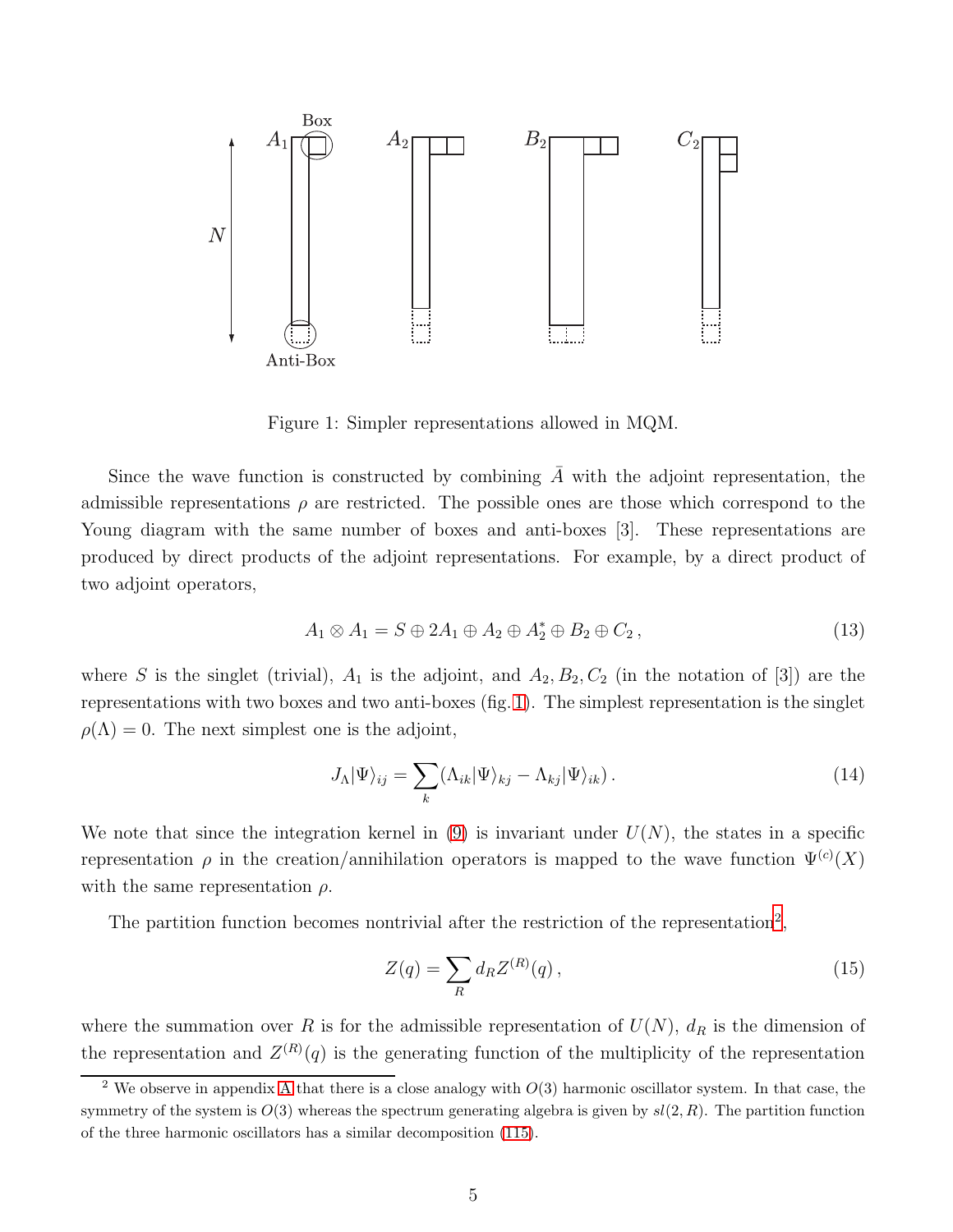Figure 1: Simpler representations allowed in MQM.

Since the wave function is constructed by combining $\bar{A}$ with the adjoint representation, the admissible representations $\rho$ are restricted. The possible ones are those which correspond to the Young diagram with the same number of boxes and anti-boxes [3]. These representations are produced by direct products of the adjoint representations. For example, by a direct product of two adjoint operators,

$$A_1 \otimes A_1 = S \oplus 2A_1 \oplus A_2 \oplus A_2^* \oplus B_2 \oplus C_2 \,, \tag{13}$$

where $S$ is the singlet (trivial), $A_1$ is the adjoint, and $A_2, B_2, C_2$ (in the notation of [3]) are the representations with two boxes and two anti-boxes (fig. 1). The simplest representation is the singlet $\rho(\Lambda) = 0$. The next simplest one is the adjoint,

$$J_\Lambda |\Psi\rangle_{ij} = \sum_k (\Lambda_{ik} |\Psi\rangle_{kj} - \Lambda_{kj} |\Psi\rangle_{ik}) \,. \tag{14}$$

We note that since the integration kernel in (9) is invariant under $U(N)$, the states in a specific representation $\rho$ in the creation/annihilation operators is mapped to the wave function $\Psi^{(c)}(X)$ with the same representation $\rho$.

The partition function becomes nontrivial after the restriction of the representation[2],

$$Z(q) = \sum_R d_R Z^{(R)}(q) \,, \tag{15}$$

where the summation over $R$ is for the admissible representation of $U(N)$, $d_R$ is the dimension of the representation and $Z^{(R)}(q)$ is the generating function of the multiplicity of the representation

[2] We observe in appendix A that there is a close analogy with $O(3)$ harmonic oscillator system. In that case, the symmetry of the system is $O(3)$ whereas the spectrum generating algebra is given by $sl(2, R)$. The partition function of the three harmonic oscillators has a similar decomposition (115).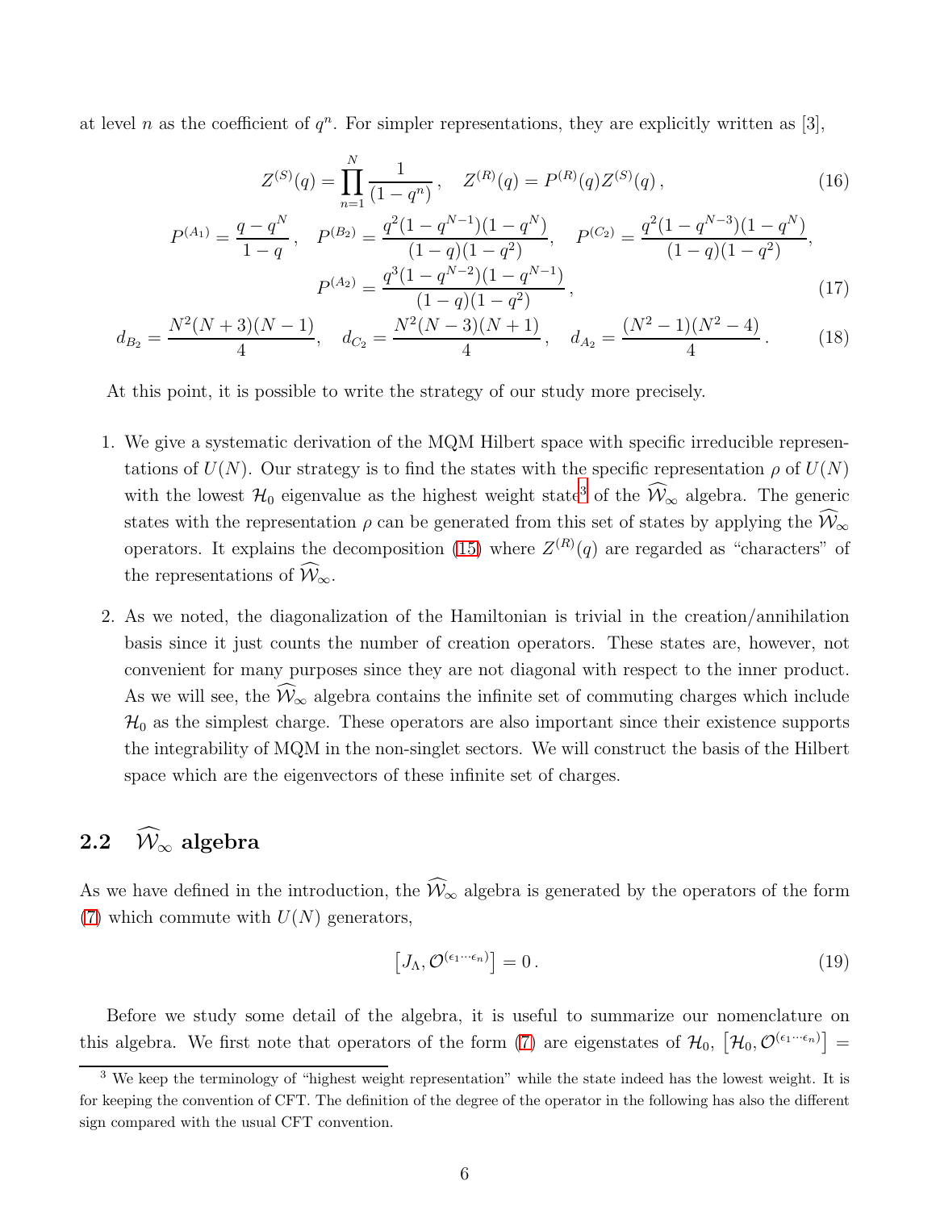at level $n$ as the coefficient of $q^n$. For simpler representations, they are explicitly written as [3],

$$Z^{(S)}(q) = \prod_{n=1}^{N} \frac{1}{(1-q^n)}\,, \quad Z^{(R)}(q) = P^{(R)}(q) Z^{(S)}(q)\,, \tag{16}$$

$$P^{(A_1)} = \frac{q - q^N}{1-q}\,, \quad P^{(B_2)} = \frac{q^2(1-q^{N-1})(1-q^N)}{(1-q)(1-q^2)}, \quad P^{(C_2)} = \frac{q^2(1-q^{N-3})(1-q^N)}{(1-q)(1-q^2)},$$
$$P^{(A_2)} = \frac{q^3(1-q^{N-2})(1-q^{N-1})}{(1-q)(1-q^2)}\,, \tag{17}$$

$$d_{B_2} = \frac{N^2(N+3)(N-1)}{4}, \quad d_{C_2} = \frac{N^2(N-3)(N+1)}{4}\,, \quad d_{A_2} = \frac{(N^2-1)(N^2-4)}{4}\,. \tag{18}$$

At this point, it is possible to write the strategy of our study more precisely.

1. We give a systematic derivation of the MQM Hilbert space with specific irreducible representations of $U(N)$. Our strategy is to find the states with the specific representation $\rho$ of $U(N)$ with the lowest $\mathcal{H}_0$ eigenvalue as the highest weight state[3] of the $\widehat{\mathcal{W}}_\infty$ algebra. The generic states with the representation $\rho$ can be generated from this set of states by applying the $\widehat{\mathcal{W}}_\infty$ operators. It explains the decomposition (15) where $Z^{(R)}(q)$ are regarded as "characters" of the representations of $\widehat{\mathcal{W}}_\infty$.

2. As we noted, the diagonalization of the Hamiltonian is trivial in the creation/annihilation basis since it just counts the number of creation operators. These states are, however, not convenient for many purposes since they are not diagonal with respect to the inner product. As we will see, the $\widehat{\mathcal{W}}_\infty$ algebra contains the infinite set of commuting charges which include $\mathcal{H}_0$ as the simplest charge. These operators are also important since their existence supports the integrability of MQM in the non-singlet sectors. We will construct the basis of the Hilbert space which are the eigenvectors of these infinite set of charges.

## 2.2 $\widehat{\mathcal{W}}_\infty$ algebra

As we have defined in the introduction, the $\widehat{\mathcal{W}}_\infty$ algebra is generated by the operators of the form (7) which commute with $U(N)$ generators,

$$\left[J_\Lambda, \mathcal{O}^{(\epsilon_1\cdots\epsilon_n)}\right] = 0\,. \tag{19}$$

Before we study some detail of the algebra, it is useful to summarize our nomenclature on this algebra. We first note that operators of the form (7) are eigenstates of $\mathcal{H}_0$, $\left[\mathcal{H}_0, \mathcal{O}^{(\epsilon_1\cdots\epsilon_n)}\right] =$

[3] We keep the terminology of "highest weight representation" while the state indeed has the lowest weight. It is for keeping the convention of CFT. The definition of the degree of the operator in the following has also the different sign compared with the usual CFT convention.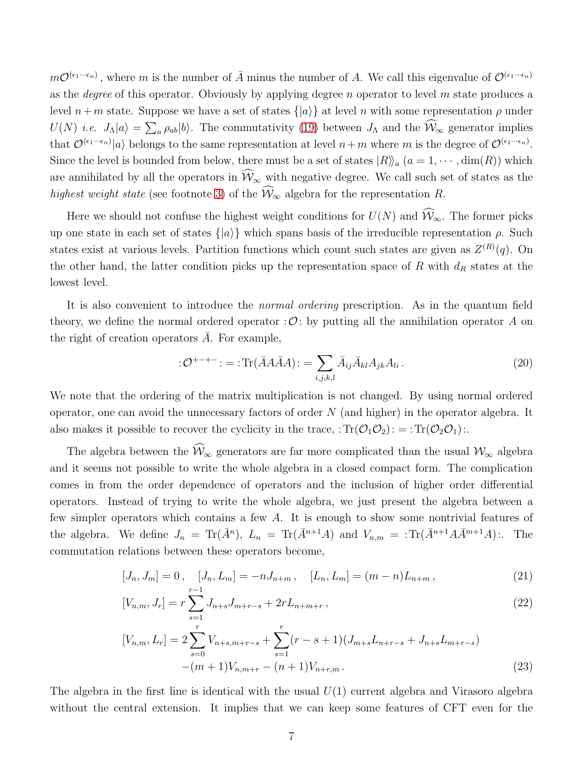$m\mathcal{O}^{(\epsilon_1\cdots\epsilon_n)}$, where $m$ is the number of $\bar{A}$ minus the number of $A$. We call this eigenvalue of $\mathcal{O}^{(\epsilon_1\cdots\epsilon_n)}$ as the *degree* of this operator. Obviously by applying degree $n$ operator to level $m$ state produces a level $n+m$ state. Suppose we have a set of states $\{|a\rangle\}$ at level $n$ with some representation $\rho$ under $U(N)$ *i.e.* $J_\Lambda|a\rangle = \sum_a \rho_{ab}|b\rangle$. The commutativity (19) between $J_\Lambda$ and the $\widehat{\mathcal{W}}_\infty$ generator implies that $\mathcal{O}^{(\epsilon_1\cdots\epsilon_n)}|a\rangle$ belongs to the same representation at level $n+m$ where $m$ is the degree of $\mathcal{O}^{(\epsilon_1\cdots\epsilon_n)}$. Since the level is bounded from below, there must be a set of states $|R\rangle\rangle_a$ ($a = 1,\cdots,\dim(R)$) which are annihilated by all the operators in $\widehat{\mathcal{W}}_\infty$ with negative degree. We call such set of states as the *highest weight state* (see footnote 3) of the $\widehat{\mathcal{W}}_\infty$ algebra for the representation $R$.

Here we should not confuse the highest weight conditions for $U(N)$ and $\widehat{\mathcal{W}}_\infty$. The former picks up one state in each set of states $\{|a\rangle\}$ which spans basis of the irreducible representation $\rho$. Such states exist at various levels. Partition functions which count such states are given as $Z^{(R)}(q)$. On the other hand, the latter condition picks up the representation space of $R$ with $d_R$ states at the lowest level.

It is also convenient to introduce the *normal ordering* prescription. As in the quantum field theory, we define the normal ordered operator $:\mathcal{O}:$ by putting all the annihilation operator $A$ on the right of creation operators $\bar{A}$. For example,

$$:\mathcal{O}^{+-+-}: = :\mathrm{Tr}(\bar{A}A\bar{A}A): = \sum_{i,j,k,l} \bar{A}_{ij}\bar{A}_{kl}A_{jk}A_{li}\,. \tag{20}$$

We note that the ordering of the matrix multiplication is not changed. By using normal ordered operator, one can avoid the unnecessary factors of order $N$ (and higher) in the operator algebra. It also makes it possible to recover the cyclicity in the trace, $:\mathrm{Tr}(\mathcal{O}_1\mathcal{O}_2): = :\mathrm{Tr}(\mathcal{O}_2\mathcal{O}_1):$.

The algebra between the $\widehat{\mathcal{W}}_\infty$ generators are far more complicated than the usual $\mathcal{W}_\infty$ algebra and it seems not possible to write the whole algebra in a closed compact form. The complication comes in from the order dependence of operators and the inclusion of higher order differential operators. Instead of trying to write the whole algebra, we just present the algebra between a few simpler operators which contains a few $A$. It is enough to show some nontrivial features of the algebra. We define $J_n = \mathrm{Tr}(\bar{A}^n)$, $L_n = \mathrm{Tr}(\bar{A}^{n+1}A)$ and $V_{n,m} = :\mathrm{Tr}(\bar{A}^{n+1}A\bar{A}^{m+1}A):$. The commutation relations between these operators become,

$$[J_n, J_m] = 0\,, \quad [J_n, L_m] = -nJ_{n+m}\,, \quad [L_n, L_m] = (m-n)L_{n+m}\,, \tag{21}$$

$$[V_{n,m}, J_r] = r\sum_{s=1}^{r-1} J_{n+s}J_{m+r-s} + 2rL_{n+m+r}\,, \tag{22}$$

$$\begin{aligned}[V_{n,m}, L_r] = {} & 2\sum_{s=0}^{r} V_{n+s,m+r-s} + \sum_{s=1}^{r}(r-s+1)(J_{m+s}L_{n+r-s} + J_{n+s}L_{m+r-s}) \\ & -(m+1)V_{n,m+r} - (n+1)V_{n+r,m}\,. \end{aligned} \tag{23}$$

The algebra in the first line is identical with the usual $U(1)$ current algebra and Virasoro algebra without the central extension. It implies that we can keep some features of CFT even for the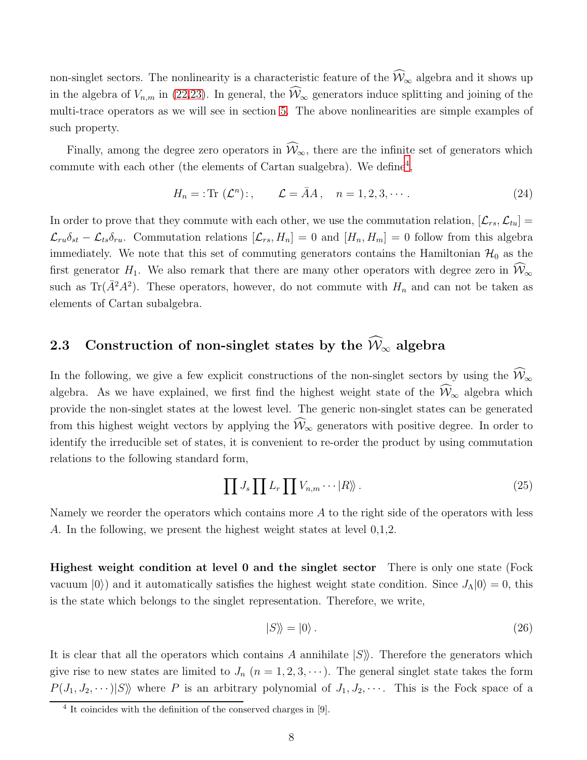non-singlet sectors. The nonlinearity is a characteristic feature of the $\widehat{\mathcal{W}}_\infty$ algebra and it shows up in the algebra of $V_{n,m}$ in (22,23). In general, the $\widehat{\mathcal{W}}_\infty$ generators induce splitting and joining of the multi-trace operators as we will see in section 5. The above nonlinearities are simple examples of such property.

Finally, among the degree zero operators in $\widehat{\mathcal{W}}_\infty$, there are the infinite set of generators which commute with each other (the elements of Cartan sualgebra). We define[4],

$$H_n = :\mathrm{Tr}\ (\mathcal{L}^n):\,, \qquad \mathcal{L} = \bar{A}A\,, \quad n = 1, 2, 3, \cdots\,. \tag{24}$$

In order to prove that they commute with each other, we use the commutation relation, $[\mathcal{L}_{rs}, \mathcal{L}_{tu}] = \mathcal{L}_{ru}\delta_{st} - \mathcal{L}_{ts}\delta_{ru}$. Commutation relations $[\mathcal{L}_{rs}, H_n] = 0$ and $[H_n, H_m] = 0$ follow from this algebra immediately. We note that this set of commuting generators contains the Hamiltonian $\mathcal{H}_0$ as the first generator $H_1$. We also remark that there are many other operators with degree zero in $\widehat{\mathcal{W}}_\infty$ such as $\mathrm{Tr}(\bar{A}^2 A^2)$. These operators, however, do not commute with $H_n$ and can not be taken as elements of Cartan subalgebra.

## 2.3 Construction of non-singlet states by the $\widehat{\mathcal{W}}_\infty$ algebra

In the following, we give a few explicit constructions of the non-singlet sectors by using the $\widehat{\mathcal{W}}_\infty$ algebra. As we have explained, we first find the highest weight state of the $\widehat{\mathcal{W}}_\infty$ algebra which provide the non-singlet states at the lowest level. The generic non-singlet states can be generated from this highest weight vectors by applying the $\widehat{\mathcal{W}}_\infty$ generators with positive degree. In order to identify the irreducible set of states, it is convenient to re-order the product by using commutation relations to the following standard form,

$$\prod J_s \prod L_r \prod V_{n,m} \cdots |R\rangle\!\rangle\,. \tag{25}$$

Namely we reorder the operators which contains more $A$ to the right side of the operators with less $A$. In the following, we present the highest weight states at level 0,1,2.

**Highest weight condition at level 0 and the singlet sector** There is only one state (Fock vacuum $|0\rangle$) and it automatically satisfies the highest weight state condition. Since $J_\Lambda|0\rangle = 0$, this is the state which belongs to the singlet representation. Therefore, we write,

$$|S\rangle\!\rangle = |0\rangle\,. \tag{26}$$

It is clear that all the operators which contains $A$ annihilate $|S\rangle\!\rangle$. Therefore the generators which give rise to new states are limited to $J_n$ ($n = 1, 2, 3, \cdots$). The general singlet state takes the form $P(J_1, J_2, \cdots)|S\rangle\!\rangle$ where $P$ is an arbitrary polynomial of $J_1, J_2, \cdots$. This is the Fock space of a

[4] It coincides with the definition of the conserved charges in [9].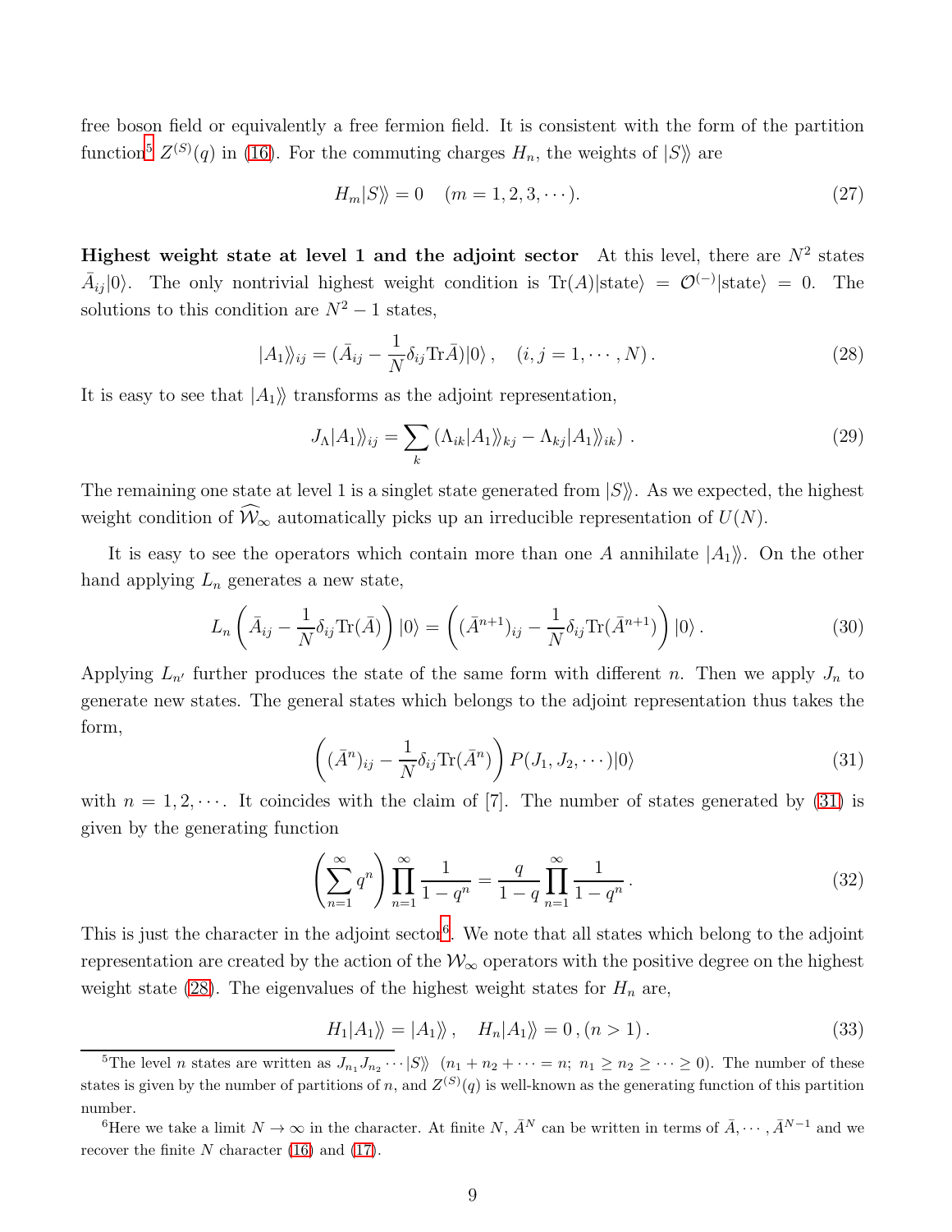free boson field or equivalently a free fermion field. It is consistent with the form of the partition function[5] $Z^{(S)}(q)$ in (16). For the commuting charges $H_n$, the weights of $|S\rangle\!\rangle$ are

$$H_m|S\rangle\!\rangle = 0 \quad (m = 1, 2, 3, \cdots). \tag{27}$$

**Highest weight state at level 1 and the adjoint sector** At this level, there are $N^2$ states $\bar{A}_{ij}|0\rangle$. The only nontrivial highest weight condition is $\mathrm{Tr}(A)|\text{state}\rangle = \mathcal{O}^{(-)}|\text{state}\rangle = 0$. The solutions to this condition are $N^2 - 1$ states,

$$|A_1\rangle\!\rangle_{ij} = (\bar{A}_{ij} - \frac{1}{N}\delta_{ij}\mathrm{Tr}\bar{A})|0\rangle\,, \quad (i, j = 1, \cdots, N)\,. \tag{28}$$

It is easy to see that $|A_1\rangle\!\rangle$ transforms as the adjoint representation,

$$J_\Lambda|A_1\rangle\!\rangle_{ij} = \sum_k \left(\Lambda_{ik}|A_1\rangle\!\rangle_{kj} - \Lambda_{kj}|A_1\rangle\!\rangle_{ik}\right)\,. \tag{29}$$

The remaining one state at level 1 is a singlet state generated from $|S\rangle\!\rangle$. As we expected, the highest weight condition of $\widehat{\mathcal{W}}_\infty$ automatically picks up an irreducible representation of $U(N)$.

It is easy to see the operators which contain more than one $A$ annihilate $|A_1\rangle\!\rangle$. On the other hand applying $L_n$ generates a new state,

$$L_n\left(\bar{A}_{ij} - \frac{1}{N}\delta_{ij}\mathrm{Tr}(\bar{A})\right)|0\rangle = \left((\bar{A}^{n+1})_{ij} - \frac{1}{N}\delta_{ij}\mathrm{Tr}(\bar{A}^{n+1})\right)|0\rangle\,. \tag{30}$$

Applying $L_{n'}$ further produces the state of the same form with different $n$. Then we apply $J_n$ to generate new states. The general states which belongs to the adjoint representation thus takes the form,

$$\left((\bar{A}^n)_{ij} - \frac{1}{N}\delta_{ij}\mathrm{Tr}(\bar{A}^n)\right)P(J_1, J_2, \cdots)|0\rangle \tag{31}$$

with $n = 1, 2, \cdots$. It coincides with the claim of [7]. The number of states generated by (31) is given by the generating function

$$\left(\sum_{n=1}^{\infty} q^n\right)\prod_{n=1}^{\infty}\frac{1}{1-q^n} = \frac{q}{1-q}\prod_{n=1}^{\infty}\frac{1}{1-q^n}\,. \tag{32}$$

This is just the character in the adjoint sector[6]. We note that all states which belong to the adjoint representation are created by the action of the $\mathcal{W}_\infty$ operators with the positive degree on the highest weight state (28). The eigenvalues of the highest weight states for $H_n$ are,

$$H_1|A_1\rangle\!\rangle = |A_1\rangle\!\rangle\,, \quad H_n|A_1\rangle\!\rangle = 0\,, (n > 1)\,. \tag{33}$$

---

[5] The level $n$ states are written as $J_{n_1}J_{n_2}\cdots|S\rangle\!\rangle$ $(n_1 + n_2 + \cdots = n;\ n_1 \geq n_2 \geq \cdots \geq 0)$. The number of these states is given by the number of partitions of $n$, and $Z^{(S)}(q)$ is well-known as the generating function of this partition number.

[6] Here we take a limit $N \to \infty$ in the character. At finite $N$, $\bar{A}^N$ can be written in terms of $\bar{A}, \cdots, \bar{A}^{N-1}$ and we recover the finite $N$ character (16) and (17).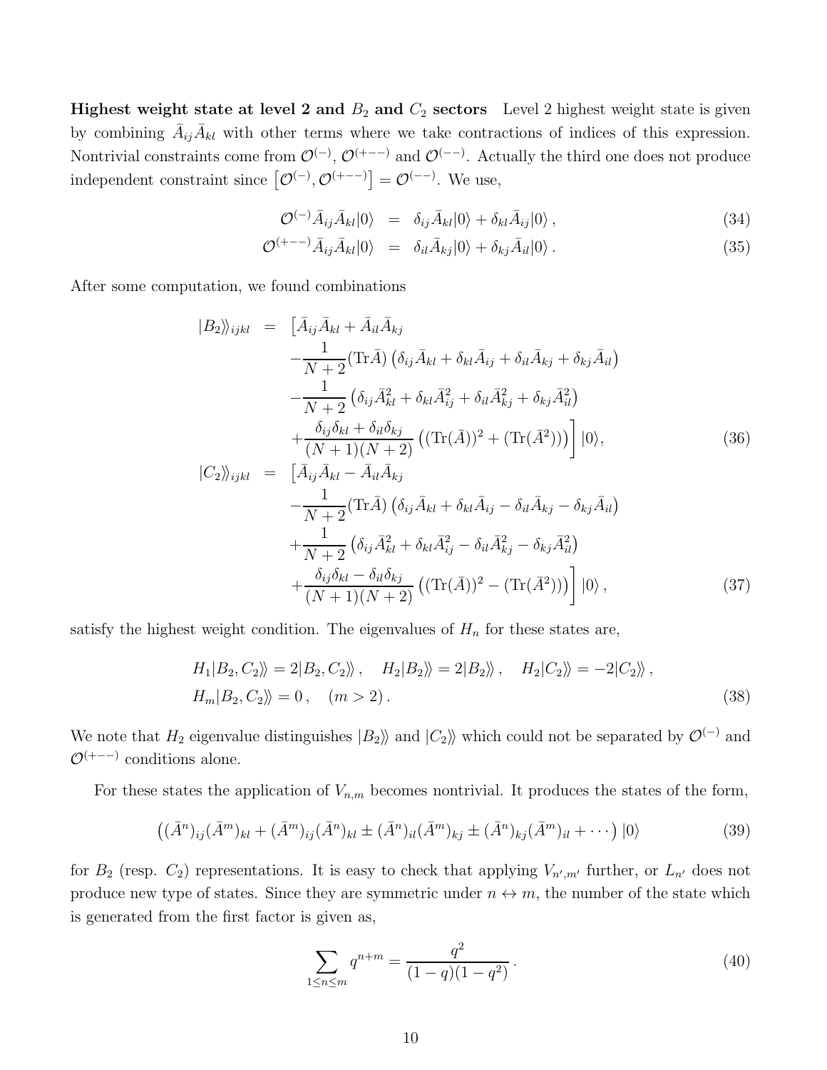**Highest weight state at level 2 and $B_2$ and $C_2$ sectors** Level 2 highest weight state is given by combining $\bar{A}_{ij}\bar{A}_{kl}$ with other terms where we take contractions of indices of this expression. Nontrivial constraints come from $\mathcal{O}^{(-)}$, $\mathcal{O}^{(+--)}$ and $\mathcal{O}^{(--)}$. Actually the third one does not produce independent constraint since $\left[\mathcal{O}^{(-)}, \mathcal{O}^{(+--)}\right] = \mathcal{O}^{(--)}$. We use,

$$
\begin{aligned}
\mathcal{O}^{(-)}\bar{A}_{ij}\bar{A}_{kl}|0\rangle &= \delta_{ij}\bar{A}_{kl}|0\rangle + \delta_{kl}\bar{A}_{ij}|0\rangle\,, &(34)\\
\mathcal{O}^{(+--)}\bar{A}_{ij}\bar{A}_{kl}|0\rangle &= \delta_{il}\bar{A}_{kj}|0\rangle + \delta_{kj}\bar{A}_{il}|0\rangle\,. &(35)
\end{aligned}
$$

After some computation, we found combinations

$$
\begin{aligned}
|B_2\rangle\!\rangle_{ijkl} &= \Big[\bar{A}_{ij}\bar{A}_{kl} + \bar{A}_{il}\bar{A}_{kj} \\
&\quad -\frac{1}{N+2}(\mathrm{Tr}\bar{A})\left(\delta_{ij}\bar{A}_{kl} + \delta_{kl}\bar{A}_{ij} + \delta_{il}\bar{A}_{kj} + \delta_{kj}\bar{A}_{il}\right) \\
&\quad -\frac{1}{N+2}\left(\delta_{ij}\bar{A}^2_{kl} + \delta_{kl}\bar{A}^2_{ij} + \delta_{il}\bar{A}^2_{kj} + \delta_{kj}\bar{A}^2_{il}\right) \\
&\quad +\frac{\delta_{ij}\delta_{kl} + \delta_{il}\delta_{kj}}{(N+1)(N+2)}\left((\mathrm{Tr}(\bar{A}))^2 + (\mathrm{Tr}(\bar{A}^2))\right)\Big]|0\rangle, &(36)\\
|C_2\rangle\!\rangle_{ijkl} &= \Big[\bar{A}_{ij}\bar{A}_{kl} - \bar{A}_{il}\bar{A}_{kj} \\
&\quad -\frac{1}{N+2}(\mathrm{Tr}\bar{A})\left(\delta_{ij}\bar{A}_{kl} + \delta_{kl}\bar{A}_{ij} - \delta_{il}\bar{A}_{kj} - \delta_{kj}\bar{A}_{il}\right) \\
&\quad +\frac{1}{N+2}\left(\delta_{ij}\bar{A}^2_{kl} + \delta_{kl}\bar{A}^2_{ij} - \delta_{il}\bar{A}^2_{kj} - \delta_{kj}\bar{A}^2_{il}\right) \\
&\quad +\frac{\delta_{ij}\delta_{kl} - \delta_{il}\delta_{kj}}{(N+1)(N+2)}\left((\mathrm{Tr}(\bar{A}))^2 - (\mathrm{Tr}(\bar{A}^2))\right)\Big]|0\rangle\,, &(37)
\end{aligned}
$$

satisfy the highest weight condition. The eigenvalues of $H_n$ for these states are,

$$
\begin{aligned}
&H_1|B_2, C_2\rangle\!\rangle = 2|B_2, C_2\rangle\!\rangle\,, \quad H_2|B_2\rangle\!\rangle = 2|B_2\rangle\!\rangle\,, \quad H_2|C_2\rangle\!\rangle = -2|C_2\rangle\!\rangle\,, \\
&H_m|B_2, C_2\rangle\!\rangle = 0\,, \quad (m > 2)\,. &(38)
\end{aligned}
$$

We note that $H_2$ eigenvalue distinguishes $|B_2\rangle\!\rangle$ and $|C_2\rangle\!\rangle$ which could not be separated by $\mathcal{O}^{(-)}$ and $\mathcal{O}^{(+--)}$ conditions alone.

For these states the application of $V_{n,m}$ becomes nontrivial. It produces the states of the form,

$$
\left((\bar{A}^n)_{ij}(\bar{A}^m)_{kl} + (\bar{A}^m)_{ij}(\bar{A}^n)_{kl} \pm (\bar{A}^n)_{il}(\bar{A}^m)_{kj} \pm (\bar{A}^n)_{kj}(\bar{A}^m)_{il} + \cdots\right)|0\rangle \tag{39}
$$

for $B_2$ (resp. $C_2$) representations. It is easy to check that applying $V_{n',m'}$ further, or $L_{n'}$ does not produce new type of states. Since they are symmetric under $n \leftrightarrow m$, the number of the state which is generated from the first factor is given as,

$$
\sum_{1\leq n\leq m} q^{n+m} = \frac{q^2}{(1-q)(1-q^2)}\,. \tag{40}
$$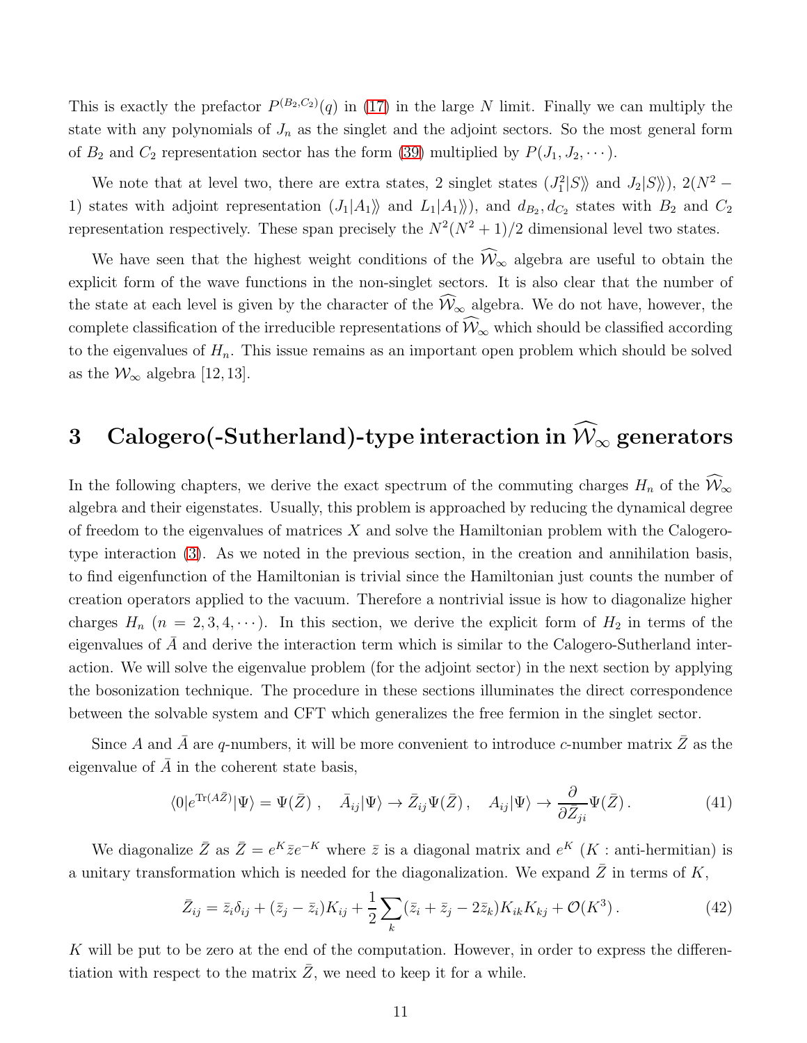This is exactly the prefactor $P^{(B_2,C_2)}(q)$ in (17) in the large $N$ limit. Finally we can multiply the state with any polynomials of $J_n$ as the singlet and the adjoint sectors. So the most general form of $B_2$ and $C_2$ representation sector has the form (39) multiplied by $P(J_1, J_2, \cdots)$.

We note that at level two, there are extra states, 2 singlet states ($J_1^2|S\rangle\rangle$ and $J_2|S\rangle\rangle$), $2(N^2-1)$ states with adjoint representation ($J_1|A_1\rangle\rangle$ and $L_1|A_1\rangle\rangle$), and $d_{B_2}, d_{C_2}$ states with $B_2$ and $C_2$ representation respectively. These span precisely the $N^2(N^2+1)/2$ dimensional level two states.

We have seen that the highest weight conditions of the $\widehat{\mathcal{W}}_\infty$ algebra are useful to obtain the explicit form of the wave functions in the non-singlet sectors. It is also clear that the number of the state at each level is given by the character of the $\widehat{\mathcal{W}}_\infty$ algebra. We do not have, however, the complete classification of the irreducible representations of $\widehat{\mathcal{W}}_\infty$ which should be classified according to the eigenvalues of $H_n$. This issue remains as an important open problem which should be solved as the $\mathcal{W}_\infty$ algebra [12, 13].

# 3 Calogero(-Sutherland)-type interaction in $\widehat{\mathcal{W}}_\infty$ generators

In the following chapters, we derive the exact spectrum of the commuting charges $H_n$ of the $\widehat{\mathcal{W}}_\infty$ algebra and their eigenstates. Usually, this problem is approached by reducing the dynamical degree of freedom to the eigenvalues of matrices $X$ and solve the Hamiltonian problem with the Calogero-type interaction (3). As we noted in the previous section, in the creation and annihilation basis, to find eigenfunction of the Hamiltonian is trivial since the Hamiltonian just counts the number of creation operators applied to the vacuum. Therefore a nontrivial issue is how to diagonalize higher charges $H_n$ ($n = 2, 3, 4, \cdots$). In this section, we derive the explicit form of $H_2$ in terms of the eigenvalues of $\bar{A}$ and derive the interaction term which is similar to the Calogero-Sutherland interaction. We will solve the eigenvalue problem (for the adjoint sector) in the next section by applying the bosonization technique. The procedure in these sections illuminates the direct correspondence between the solvable system and CFT which generalizes the free fermion in the singlet sector.

Since $A$ and $\bar{A}$ are $q$-numbers, it will be more convenient to introduce $c$-number matrix $\bar{Z}$ as the eigenvalue of $\bar{A}$ in the coherent state basis,

$$\langle 0|e^{\mathrm{Tr}(A\bar{Z})}|\Psi\rangle = \Psi(\bar{Z}) \ , \quad \bar{A}_{ij}|\Psi\rangle \to \bar{Z}_{ij}\Psi(\bar{Z}) \, , \quad A_{ij}|\Psi\rangle \to \frac{\partial}{\partial \bar{Z}_{ji}}\Psi(\bar{Z}) \, . \tag{41}$$

We diagonalize $\bar{Z}$ as $\bar{Z} = e^K \bar{z} e^{-K}$ where $\bar{z}$ is a diagonal matrix and $e^K$ ($K$ : anti-hermitian) is a unitary transformation which is needed for the diagonalization. We expand $\bar{Z}$ in terms of $K$,

$$\bar{Z}_{ij} = \bar{z}_i \delta_{ij} + (\bar{z}_j - \bar{z}_i) K_{ij} + \frac{1}{2}\sum_k (\bar{z}_i + \bar{z}_j - 2\bar{z}_k) K_{ik} K_{kj} + \mathcal{O}(K^3) \, . \tag{42}$$

$K$ will be put to be zero at the end of the computation. However, in order to express the differentiation with respect to the matrix $\bar{Z}$, we need to keep it for a while.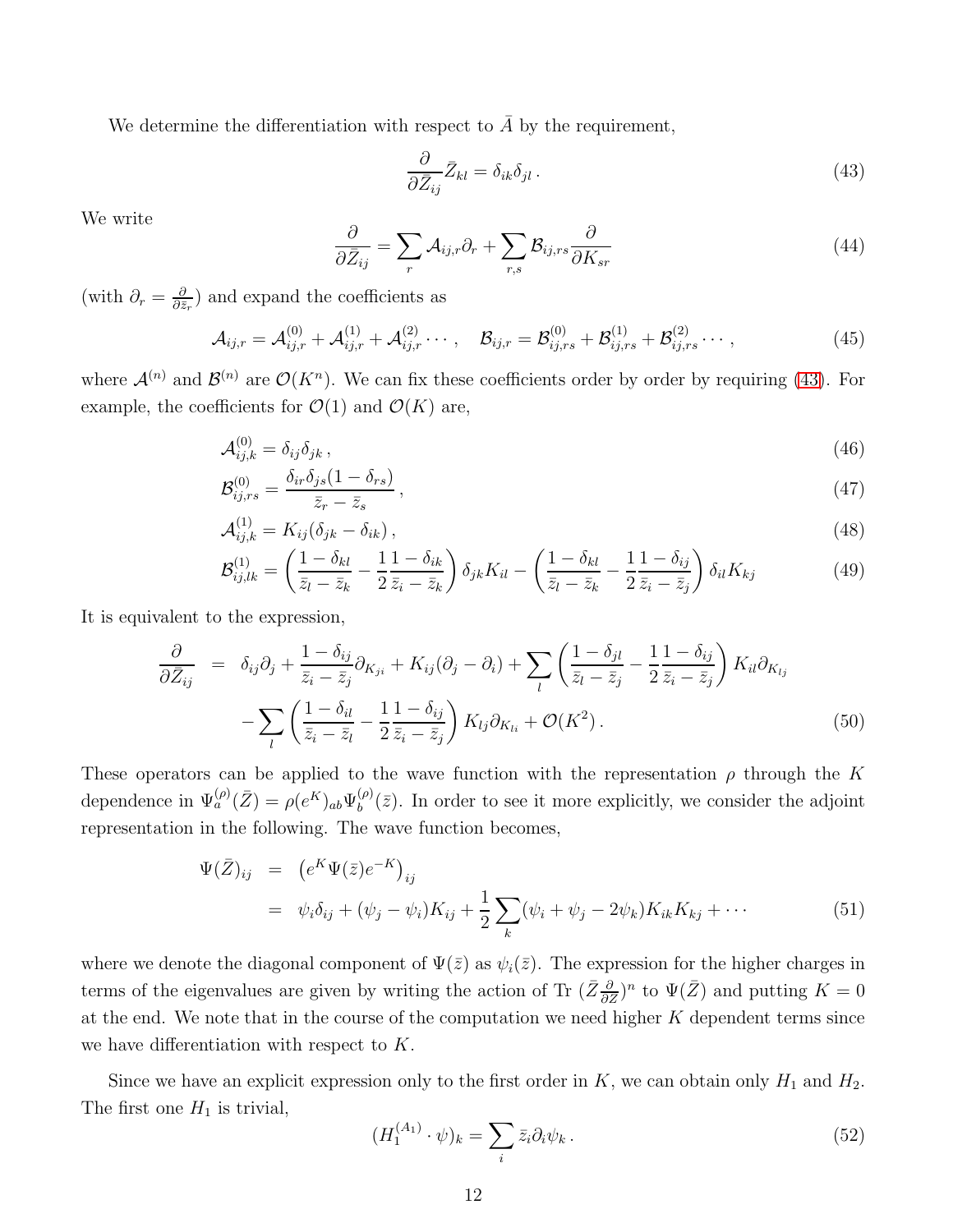We determine the differentiation with respect to $\bar{A}$ by the requirement,

$$\frac{\partial}{\partial \bar{Z}_{ij}} \bar{Z}_{kl} = \delta_{ik}\delta_{jl} \,. \tag{43}$$

We write

$$\frac{\partial}{\partial \bar{Z}_{ij}} = \sum_r \mathcal{A}_{ij,r}\partial_r + \sum_{r,s} \mathcal{B}_{ij,rs} \frac{\partial}{\partial K_{sr}} \tag{44}$$

(with $\partial_r = \frac{\partial}{\partial \bar{z}_r}$) and expand the coefficients as

$$\mathcal{A}_{ij,r} = \mathcal{A}^{(0)}_{ij,r} + \mathcal{A}^{(1)}_{ij,r} + \mathcal{A}^{(2)}_{ij,r} \cdots \,, \quad \mathcal{B}_{ij,r} = \mathcal{B}^{(0)}_{ij,rs} + \mathcal{B}^{(1)}_{ij,rs} + \mathcal{B}^{(2)}_{ij,rs} \cdots \,, \tag{45}$$

where $\mathcal{A}^{(n)}$ and $\mathcal{B}^{(n)}$ are $\mathcal{O}(K^n)$. We can fix these coefficients order by order by requiring (43). For example, the coefficients for $\mathcal{O}(1)$ and $\mathcal{O}(K)$ are,

$$\mathcal{A}^{(0)}_{ij,k} = \delta_{ij}\delta_{jk} \,, \tag{46}$$

$$\mathcal{B}^{(0)}_{ij,rs} = \frac{\delta_{ir}\delta_{js}(1-\delta_{rs})}{\bar{z}_r - \bar{z}_s} \,, \tag{47}$$

$$\mathcal{A}^{(1)}_{ij,k} = K_{ij}(\delta_{jk} - \delta_{ik}) \,, \tag{48}$$

$$\mathcal{B}^{(1)}_{ij,lk} = \left( \frac{1-\delta_{kl}}{\bar{z}_l - \bar{z}_k} - \frac{1}{2}\frac{1-\delta_{ik}}{\bar{z}_i - \bar{z}_k} \right) \delta_{jk} K_{il} - \left( \frac{1-\delta_{kl}}{\bar{z}_l - \bar{z}_k} - \frac{1}{2}\frac{1-\delta_{ij}}{\bar{z}_i - \bar{z}_j} \right) \delta_{il} K_{kj} \tag{49}$$

It is equivalent to the expression,

$$\begin{aligned}
\frac{\partial}{\partial \bar{Z}_{ij}} \;&=\; \delta_{ij}\partial_j + \frac{1-\delta_{ij}}{\bar{z}_i - \bar{z}_j}\partial_{K_{ji}} + K_{ij}(\partial_j - \partial_i) + \sum_l \left( \frac{1-\delta_{jl}}{\bar{z}_l - \bar{z}_j} - \frac{1}{2}\frac{1-\delta_{ij}}{\bar{z}_i - \bar{z}_j} \right) K_{il}\partial_{K_{lj}} \\
&\quad - \sum_l \left( \frac{1-\delta_{il}}{\bar{z}_i - \bar{z}_l} - \frac{1}{2}\frac{1-\delta_{ij}}{\bar{z}_i - \bar{z}_j} \right) K_{lj}\partial_{K_{li}} + \mathcal{O}(K^2) \,.
\end{aligned} \tag{50}$$

These operators can be applied to the wave function with the representation $\rho$ through the $K$ dependence in $\Psi^{(\rho)}_a(\bar{Z}) = \rho(e^K)_{ab}\Psi^{(\rho)}_b(\bar{z})$. In order to see it more explicitly, we consider the adjoint representation in the following. The wave function becomes,

$$\begin{aligned}
\Psi(\bar{Z})_{ij} \;&=\; \left(e^K \Psi(\bar{z}) e^{-K}\right)_{ij} \\
&=\; \psi_i\delta_{ij} + (\psi_j - \psi_i)K_{ij} + \frac{1}{2}\sum_k (\psi_i + \psi_j - 2\psi_k)K_{ik}K_{kj} + \cdots
\end{aligned} \tag{51}$$

where we denote the diagonal component of $\Psi(\bar{z})$ as $\psi_i(\bar{z})$. The expression for the higher charges in terms of the eigenvalues are given by writing the action of Tr $(\bar{Z}\frac{\partial}{\partial \bar{Z}})^n$ to $\Psi(\bar{Z})$ and putting $K = 0$ at the end. We note that in the course of the computation we need higher $K$ dependent terms since we have differentiation with respect to $K$.

Since we have an explicit expression only to the first order in $K$, we can obtain only $H_1$ and $H_2$. The first one $H_1$ is trivial,

$$(H^{(A_1)}_1 \cdot \psi)_k = \sum_i \bar{z}_i \partial_i \psi_k \,. \tag{52}$$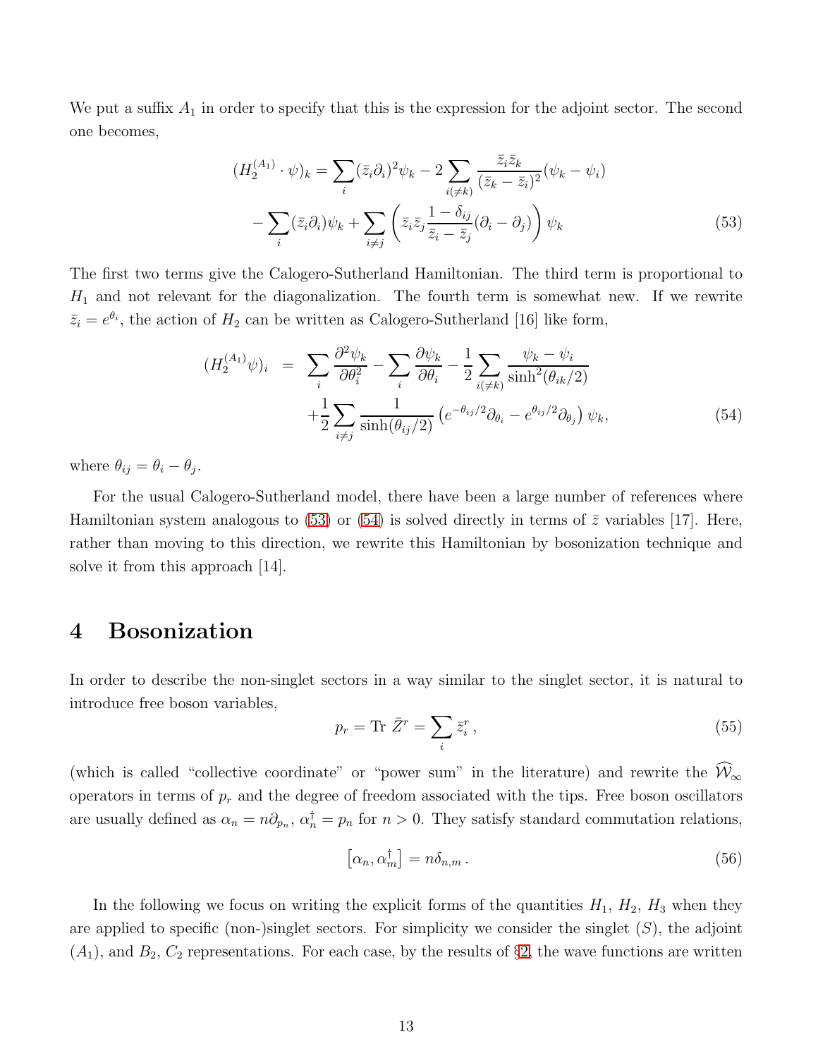We put a suffix $A_1$ in order to specify that this is the expression for the adjoint sector. The second one becomes,

$$
\begin{aligned}
(H_2^{(A_1)} \cdot \psi)_k = & \sum_i (\bar{z}_i \partial_i)^2 \psi_k - 2 \sum_{i(\neq k)} \frac{\bar{z}_i \bar{z}_k}{(\bar{z}_k - \bar{z}_i)^2} (\psi_k - \psi_i) \\
& - \sum_i (\bar{z}_i \partial_i) \psi_k + \sum_{i \neq j} \left( \bar{z}_i \bar{z}_j \frac{1 - \delta_{ij}}{\bar{z}_i - \bar{z}_j} (\partial_i - \partial_j) \right) \psi_k
\end{aligned}
\tag{53}
$$

The first two terms give the Calogero-Sutherland Hamiltonian. The third term is proportional to $H_1$ and not relevant for the diagonalization. The fourth term is somewhat new. If we rewrite $\bar{z}_i = e^{\theta_i}$, the action of $H_2$ can be written as Calogero-Sutherland [16] like form,

$$
\begin{aligned}
(H_2^{(A_1)} \psi)_i = & \sum_i \frac{\partial^2 \psi_k}{\partial \theta_i^2} - \sum_i \frac{\partial \psi_k}{\partial \theta_i} - \frac{1}{2} \sum_{i(\neq k)} \frac{\psi_k - \psi_i}{\sinh^2(\theta_{ik}/2)} \\
& + \frac{1}{2} \sum_{i \neq j} \frac{1}{\sinh(\theta_{ij}/2)} \left( e^{-\theta_{ij}/2} \partial_{\theta_i} - e^{\theta_{ij}/2} \partial_{\theta_j} \right) \psi_k,
\end{aligned}
\tag{54}
$$

where $\theta_{ij} = \theta_i - \theta_j$.

For the usual Calogero-Sutherland model, there have been a large number of references where Hamiltonian system analogous to (53) or (54) is solved directly in terms of $\bar{z}$ variables [17]. Here, rather than moving to this direction, we rewrite this Hamiltonian by bosonization technique and solve it from this approach [14].

# 4 Bosonization

In order to describe the non-singlet sectors in a way similar to the singlet sector, it is natural to introduce free boson variables,

$$
p_r = \text{Tr } \bar{Z}^r = \sum_i \bar{z}_i^r \,,
\tag{55}
$$

(which is called "collective coordinate" or "power sum" in the literature) and rewrite the $\widehat{\mathcal{W}}_\infty$ operators in terms of $p_r$ and the degree of freedom associated with the tips. Free boson oscillators are usually defined as $\alpha_n = n\partial_{p_n}$, $\alpha_n^\dagger = p_n$ for $n > 0$. They satisfy standard commutation relations,

$$
\left[ \alpha_n, \alpha_m^\dagger \right] = n \delta_{n,m} \,.
\tag{56}
$$

In the following we focus on writing the explicit forms of the quantities $H_1$, $H_2$, $H_3$ when they are applied to specific (non-)singlet sectors. For simplicity we consider the singlet ($S$), the adjoint ($A_1$), and $B_2$, $C_2$ representations. For each case, by the results of §2, the wave functions are written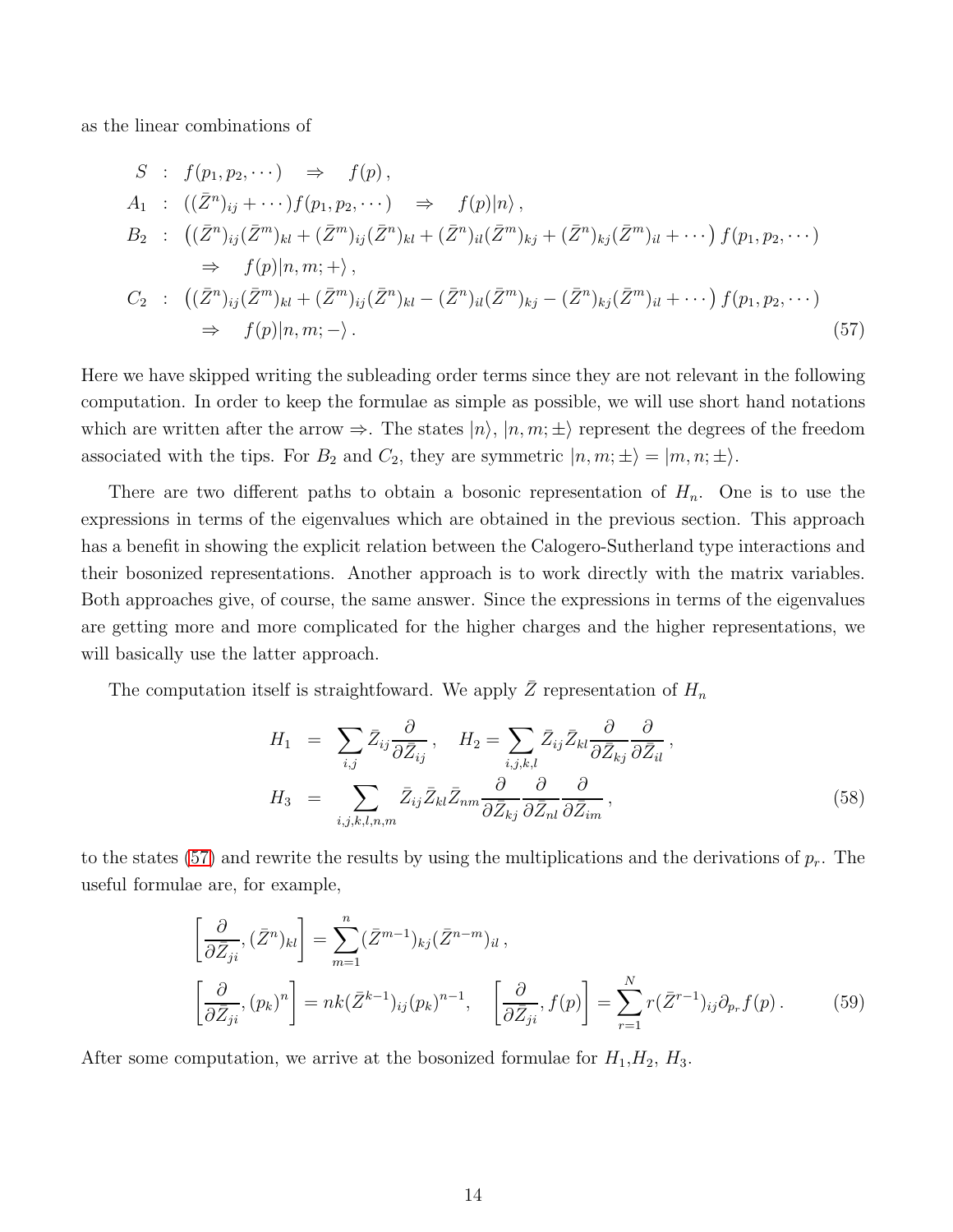as the linear combinations of

$$
\begin{aligned}
S &: \; f(p_1, p_2, \cdots) \quad \Rightarrow \quad f(p)\,, \\
A_1 &: \; ((\bar{Z}^n)_{ij} + \cdots) f(p_1, p_2, \cdots) \quad \Rightarrow \quad f(p)|n\rangle\,, \\
B_2 &: \; \left((\bar{Z}^n)_{ij}(\bar{Z}^m)_{kl} + (\bar{Z}^m)_{ij}(\bar{Z}^n)_{kl} + (\bar{Z}^n)_{il}(\bar{Z}^m)_{kj} + (\bar{Z}^n)_{kj}(\bar{Z}^m)_{il} + \cdots\right) f(p_1, p_2, \cdots) \\
&\qquad \Rightarrow \quad f(p)|n, m; +\rangle\,, \\
C_2 &: \; \left((\bar{Z}^n)_{ij}(\bar{Z}^m)_{kl} + (\bar{Z}^m)_{ij}(\bar{Z}^n)_{kl} - (\bar{Z}^n)_{il}(\bar{Z}^m)_{kj} - (\bar{Z}^n)_{kj}(\bar{Z}^m)_{il} + \cdots\right) f(p_1, p_2, \cdots) \\
&\qquad \Rightarrow \quad f(p)|n, m; -\rangle\,.
\end{aligned}
\tag{57}
$$

Here we have skipped writing the subleading order terms since they are not relevant in the following computation. In order to keep the formulae as simple as possible, we will use short hand notations which are written after the arrow $\Rightarrow$. The states $|n\rangle$, $|n, m; \pm\rangle$ represent the degrees of the freedom associated with the tips. For $B_2$ and $C_2$, they are symmetric $|n, m; \pm\rangle = |m, n; \pm\rangle$.

There are two different paths to obtain a bosonic representation of $H_n$. One is to use the expressions in terms of the eigenvalues which are obtained in the previous section. This approach has a benefit in showing the explicit relation between the Calogero-Sutherland type interactions and their bosonized representations. Another approach is to work directly with the matrix variables. Both approaches give, of course, the same answer. Since the expressions in terms of the eigenvalues are getting more and more complicated for the higher charges and the higher representations, we will basically use the latter approach.

The computation itself is straightfoward. We apply $\bar{Z}$ representation of $H_n$

$$
\begin{aligned}
H_1 &= \sum_{i,j} \bar{Z}_{ij} \frac{\partial}{\partial \bar{Z}_{ij}}\,, \quad H_2 = \sum_{i,j,k,l} \bar{Z}_{ij} \bar{Z}_{kl} \frac{\partial}{\partial \bar{Z}_{kj}} \frac{\partial}{\partial \bar{Z}_{il}}\,, \\
H_3 &= \sum_{i,j,k,l,n,m} \bar{Z}_{ij} \bar{Z}_{kl} \bar{Z}_{nm} \frac{\partial}{\partial \bar{Z}_{kj}} \frac{\partial}{\partial \bar{Z}_{nl}} \frac{\partial}{\partial \bar{Z}_{im}}\,,
\end{aligned}
\tag{58}
$$

to the states (57) and rewrite the results by using the multiplications and the derivations of $p_r$. The useful formulae are, for example,

$$
\begin{aligned}
&\left[\frac{\partial}{\partial \bar{Z}_{ji}}, (\bar{Z}^n)_{kl}\right] = \sum_{m=1}^{n} (\bar{Z}^{m-1})_{kj} (\bar{Z}^{n-m})_{il}\,, \\
&\left[\frac{\partial}{\partial \bar{Z}_{ji}}, (p_k)^n\right] = nk(\bar{Z}^{k-1})_{ij}(p_k)^{n-1}, \quad \left[\frac{\partial}{\partial \bar{Z}_{ji}}, f(p)\right] = \sum_{r=1}^{N} r(\bar{Z}^{r-1})_{ij} \partial_{p_r} f(p)\,.
\end{aligned}
\tag{59}
$$

After some computation, we arrive at the bosonized formulae for $H_1$,$H_2$, $H_3$.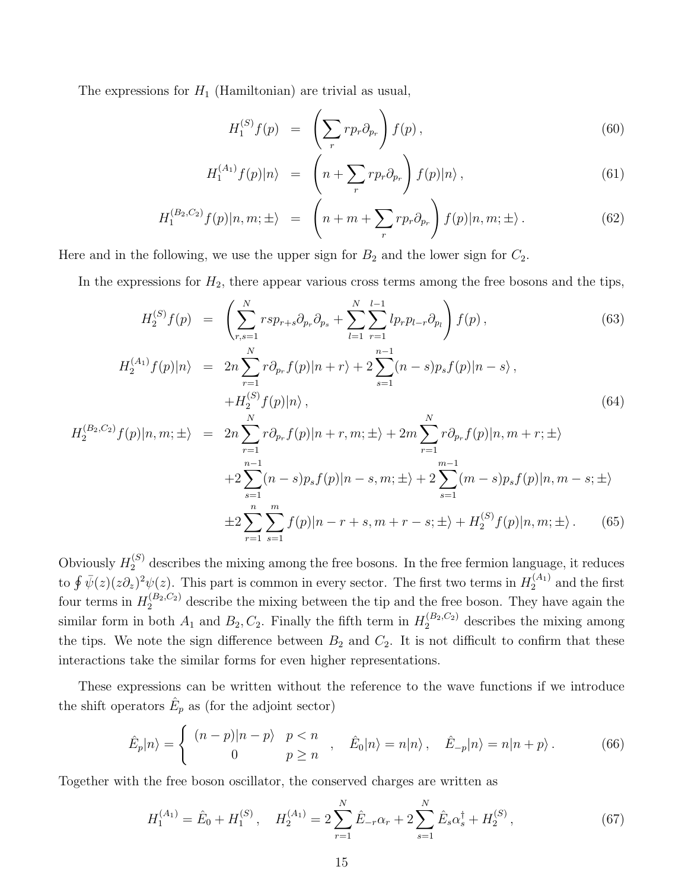The expressions for $H_1$ (Hamiltonian) are trivial as usual,

$$H_1^{(S)} f(p) = \left(\sum_r r p_r \partial_{p_r}\right) f(p)\,, \tag{60}$$

$$H_1^{(A_1)} f(p)|n\rangle = \left(n + \sum_r r p_r \partial_{p_r}\right) f(p)|n\rangle\,, \tag{61}$$

$$H_1^{(B_2,C_2)} f(p)|n,m;\pm\rangle = \left(n + m + \sum_r r p_r \partial_{p_r}\right) f(p)|n,m;\pm\rangle\,. \tag{62}$$

Here and in the following, we use the upper sign for $B_2$ and the lower sign for $C_2$.

In the expressions for $H_2$, there appear various cross terms among the free bosons and the tips,

$$H_2^{(S)} f(p) = \left(\sum_{r,s=1}^{N} r s p_{r+s} \partial_{p_r}\partial_{p_s} + \sum_{l=1}^{N}\sum_{r=1}^{l-1} l p_r p_{l-r} \partial_{p_l}\right) f(p)\,, \tag{63}$$

$$\begin{aligned} H_2^{(A_1)} f(p)|n\rangle &= 2n \sum_{r=1}^{N} r\partial_{p_r} f(p)|n+r\rangle + 2\sum_{s=1}^{n-1}(n-s) p_s f(p)|n-s\rangle\,, \\ &\quad + H_2^{(S)} f(p)|n\rangle\,, \end{aligned} \tag{64}$$

$$\begin{aligned} H_2^{(B_2,C_2)} f(p)|n,m;\pm\rangle &= 2n\sum_{r=1}^{N} r\partial_{p_r} f(p)|n+r,m;\pm\rangle + 2m\sum_{r=1}^{N} r\partial_{p_r} f(p)|n,m+r;\pm\rangle \\ &\quad + 2\sum_{s=1}^{n-1}(n-s)p_s f(p)|n-s,m;\pm\rangle + 2\sum_{s=1}^{m-1}(m-s)p_s f(p)|n,m-s;\pm\rangle \\ &\quad \pm 2\sum_{r=1}^{n}\sum_{s=1}^{m} f(p)|n-r+s,m+r-s;\pm\rangle + H_2^{(S)} f(p)|n,m;\pm\rangle\,. \end{aligned} \tag{65}$$

Obviously $H_2^{(S)}$ describes the mixing among the free bosons. In the free fermion language, it reduces to $\oint \bar\psi(z)(z\partial_z)^2\psi(z)$. This part is common in every sector. The first two terms in $H_2^{(A_1)}$ and the first four terms in $H_2^{(B_2,C_2)}$ describe the mixing between the tip and the free boson. They have again the similar form in both $A_1$ and $B_2, C_2$. Finally the fifth term in $H_2^{(B_2,C_2)}$ describes the mixing among the tips. We note the sign difference between $B_2$ and $C_2$. It is not difficult to confirm that these interactions take the similar forms for even higher representations.

These expressions can be written without the reference to the wave functions if we introduce the shift operators $\hat{E}_p$ as (for the adjoint sector)

$$\hat{E}_p|n\rangle = \begin{cases} (n-p)|n-p\rangle & p<n \\ 0 & p\geq n \end{cases}\,,\quad \hat{E}_0|n\rangle = n|n\rangle\,,\quad \hat{E}_{-p}|n\rangle = n|n+p\rangle\,. \tag{66}$$

Together with the free boson oscillator, the conserved charges are written as

$$H_1^{(A_1)} = \hat{E}_0 + H_1^{(S)}\,,\quad H_2^{(A_1)} = 2\sum_{r=1}^{N}\hat{E}_{-r}\alpha_r + 2\sum_{s=1}^{N}\hat{E}_s\alpha_s^\dagger + H_2^{(S)}\,, \tag{67}$$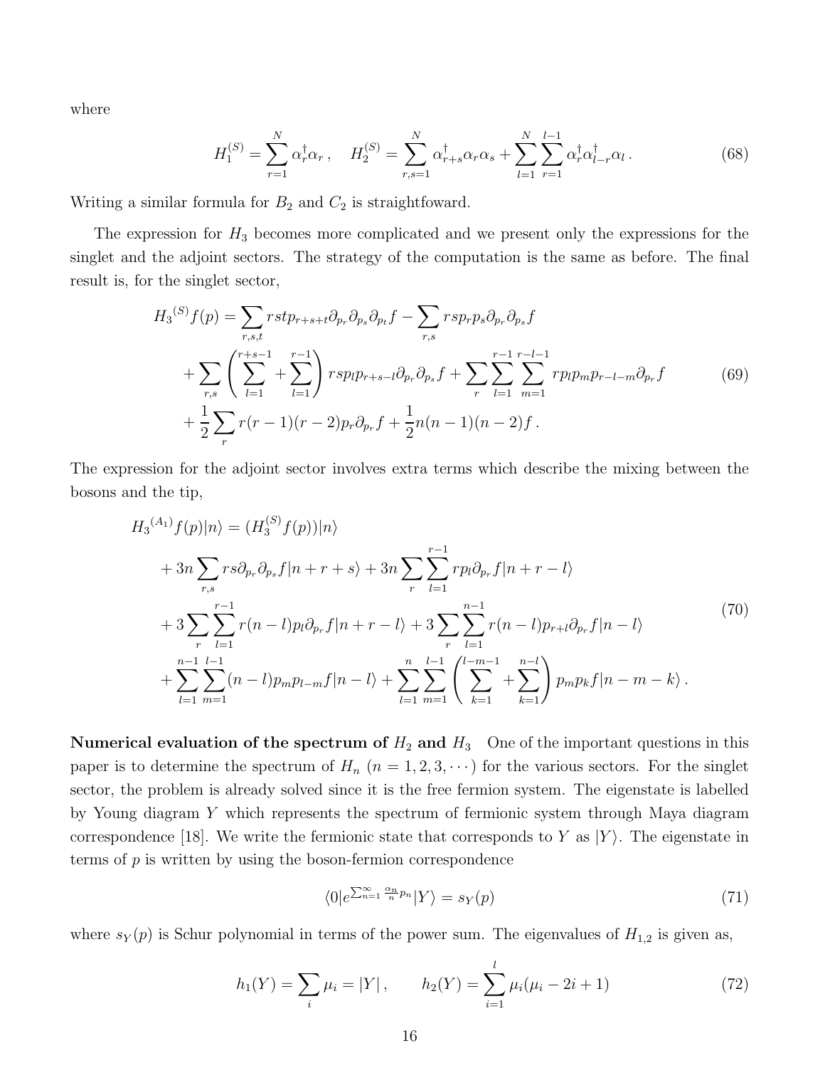where

$$H_1^{(S)} = \sum_{r=1}^{N} \alpha_r^\dagger \alpha_r \,, \quad H_2^{(S)} = \sum_{r,s=1}^{N} \alpha_{r+s}^\dagger \alpha_r \alpha_s + \sum_{l=1}^{N} \sum_{r=1}^{l-1} \alpha_r^\dagger \alpha_{l-r}^\dagger \alpha_l \,. \tag{68}$$

Writing a similar formula for $B_2$ and $C_2$ is straightfoward.

The expression for $H_3$ becomes more complicated and we present only the expressions for the singlet and the adjoint sectors. The strategy of the computation is the same as before. The final result is, for the singlet sector,

$$\begin{aligned}
{H_3}^{(S)} f(p) &= \sum_{r,s,t} rst p_{r+s+t} \partial_{p_r} \partial_{p_s} \partial_{p_t} f - \sum_{r,s} rs p_r p_s \partial_{p_r} \partial_{p_s} f \\
&+ \sum_{r,s} \left( \sum_{l=1}^{r+s-1} + \sum_{l=1}^{r-1} \right) rs p_l p_{r+s-l} \partial_{p_r} \partial_{p_s} f + \sum_{r} \sum_{l=1}^{r-1} \sum_{m=1}^{r-l-1} r p_l p_m p_{r-l-m} \partial_{p_r} f \\
&+ \frac{1}{2} \sum_{r} r(r-1)(r-2) p_r \partial_{p_r} f + \frac{1}{2} n(n-1)(n-2) f \,.
\end{aligned} \tag{69}$$

The expression for the adjoint sector involves extra terms which describe the mixing between the bosons and the tip,

$$\begin{aligned}
{H_3}^{(A_1)} f(p) |n\rangle &= (H_3^{(S)} f(p)) |n\rangle \\
&+ 3n \sum_{r,s} rs \partial_{p_r} \partial_{p_s} f |n+r+s\rangle + 3n \sum_{r} \sum_{l=1}^{r-1} r p_l \partial_{p_r} f |n+r-l\rangle \\
&+ 3 \sum_{r} \sum_{l=1}^{r-1} r(n-l) p_l \partial_{p_r} f |n+r-l\rangle + 3 \sum_{r} \sum_{l=1}^{n-1} r(n-l) p_{r+l} \partial_{p_r} f |n-l\rangle \\
&+ \sum_{l=1}^{n-1} \sum_{m=1}^{l-1} (n-l) p_m p_{l-m} f |n-l\rangle + \sum_{l=1}^{n} \sum_{m=1}^{l-1} \left( \sum_{k=1}^{l-m-1} + \sum_{k=1}^{n-l} \right) p_m p_k f |n-m-k\rangle \,.
\end{aligned} \tag{70}$$

**Numerical evaluation of the spectrum of $H_2$ and $H_3$** One of the important questions in this paper is to determine the spectrum of $H_n$ ($n = 1, 2, 3, \cdots$) for the various sectors. For the singlet sector, the problem is already solved since it is the free fermion system. The eigenstate is labelled by Young diagram $Y$ which represents the spectrum of fermionic system through Maya diagram correspondence [18]. We write the fermionic state that corresponds to $Y$ as $|Y\rangle$. The eigenstate in terms of $p$ is written by using the boson-fermion correspondence

$$\langle 0 | e^{\sum_{n=1}^{\infty} \frac{\alpha_n}{n} p_n} | Y \rangle = s_Y(p) \tag{71}$$

where $s_Y(p)$ is Schur polynomial in terms of the power sum. The eigenvalues of $H_{1,2}$ is given as,

$$h_1(Y) = \sum_i \mu_i = |Y| \,, \qquad h_2(Y) = \sum_{i=1}^{l} \mu_i (\mu_i - 2i + 1) \tag{72}$$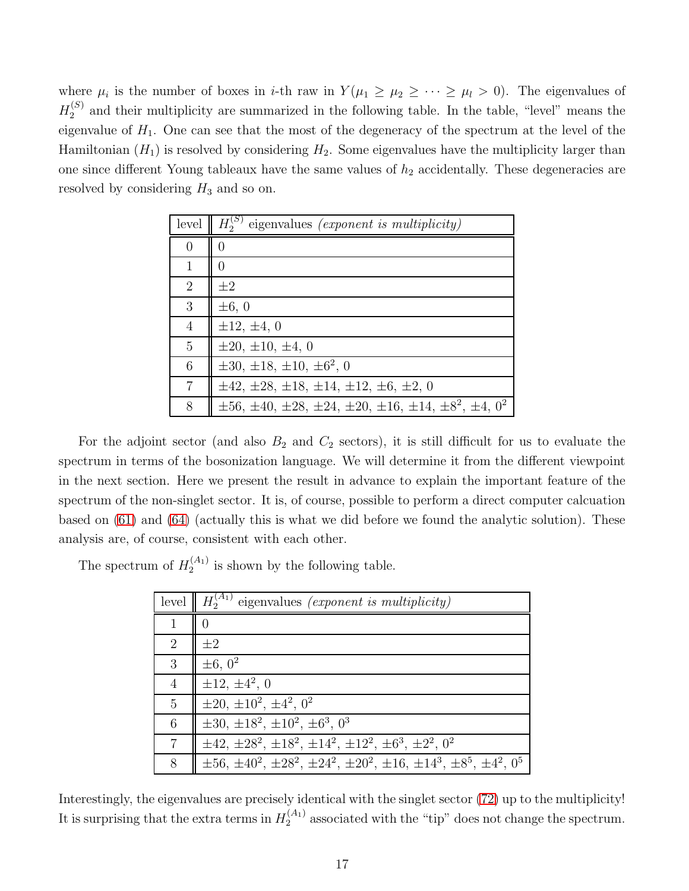where $\mu_i$ is the number of boxes in $i$-th raw in $Y(\mu_1 \geq \mu_2 \geq \cdots \geq \mu_l > 0)$. The eigenvalues of $H_2^{(S)}$ and their multiplicity are summarized in the following table. In the table, "level" means the eigenvalue of $H_1$. One can see that the most of the degeneracy of the spectrum at the level of the Hamiltonian ($H_1$) is resolved by considering $H_2$. Some eigenvalues have the multiplicity larger than one since different Young tableaux have the same values of $h_2$ accidentally. These degeneracies are resolved by considering $H_3$ and so on.

| level | $H_2^{(S)}$ eigenvalues *(exponent is multiplicity)* |
|---|---|
| 0 | $0$ |
| 1 | $0$ |
| 2 | $\pm 2$ |
| 3 | $\pm 6$, $0$ |
| 4 | $\pm 12$, $\pm 4$, $0$ |
| 5 | $\pm 20$, $\pm 10$, $\pm 4$, $0$ |
| 6 | $\pm 30$, $\pm 18$, $\pm 10$, $\pm 6^2$, $0$ |
| 7 | $\pm 42$, $\pm 28$, $\pm 18$, $\pm 14$, $\pm 12$, $\pm 6$, $\pm 2$, $0$ |
| 8 | $\pm 56$, $\pm 40$, $\pm 28$, $\pm 24$, $\pm 20$, $\pm 16$, $\pm 14$, $\pm 8^2$, $\pm 4$, $0^2$ |

For the adjoint sector (and also $B_2$ and $C_2$ sectors), it is still difficult for us to evaluate the spectrum in terms of the bosonization language. We will determine it from the different viewpoint in the next section. Here we present the result in advance to explain the important feature of the spectrum of the non-singlet sector. It is, of course, possible to perform a direct computer calcuation based on (61) and (64) (actually this is what we did before we found the analytic solution). These analysis are, of course, consistent with each other.

The spectrum of $H_2^{(A_1)}$ is shown by the following table.

| level | $H_2^{(A_1)}$ eigenvalues *(exponent is multiplicity)* |
|---|---|
| 1 | $0$ |
| 2 | $\pm 2$ |
| 3 | $\pm 6$, $0^2$ |
| 4 | $\pm 12$, $\pm 4^2$, $0$ |
| 5 | $\pm 20$, $\pm 10^2$, $\pm 4^2$, $0^2$ |
| 6 | $\pm 30$, $\pm 18^2$, $\pm 10^2$, $\pm 6^3$, $0^3$ |
| 7 | $\pm 42$, $\pm 28^2$, $\pm 18^2$, $\pm 14^2$, $\pm 12^2$, $\pm 6^3$, $\pm 2^2$, $0^2$ |
| 8 | $\pm 56$, $\pm 40^2$, $\pm 28^2$, $\pm 24^2$, $\pm 20^2$, $\pm 16$, $\pm 14^3$, $\pm 8^5$, $\pm 4^2$, $0^5$ |

Interestingly, the eigenvalues are precisely identical with the singlet sector (72) up to the multiplicity! It is surprising that the extra terms in $H_2^{(A_1)}$ associated with the "tip" does not change the spectrum.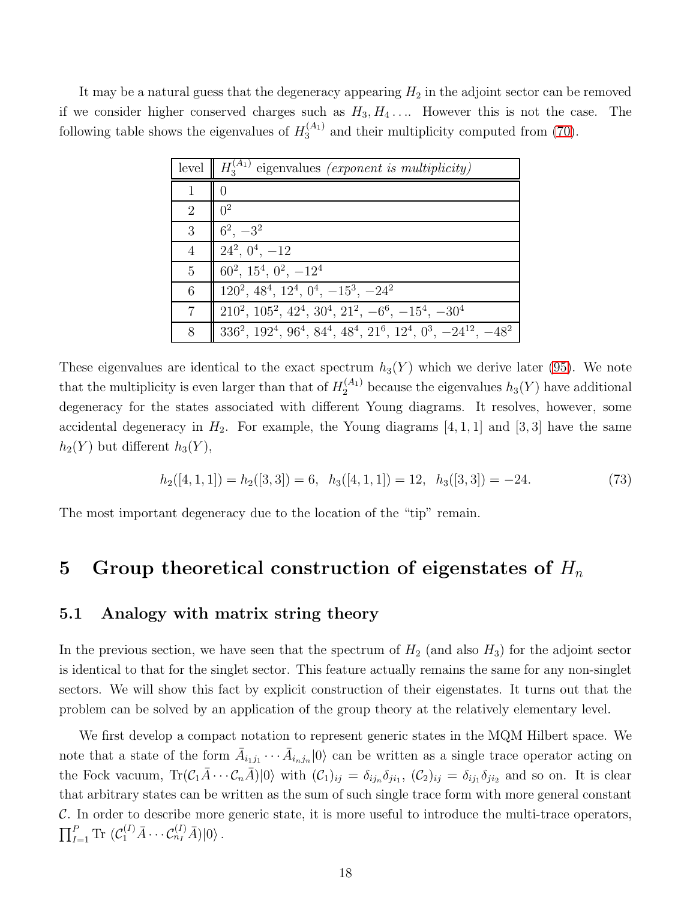It may be a natural guess that the degeneracy appearing $H_2$ in the adjoint sector can be removed if we consider higher conserved charges such as $H_3, H_4 \ldots$. However this is not the case. The following table shows the eigenvalues of $H_3^{(A_1)}$ and their multiplicity computed from (70).

| level | $H_3^{(A_1)}$ eigenvalues *(exponent is multiplicity)* |
|---|---|
| 1 | $0$ |
| 2 | $0^2$ |
| 3 | $6^2,\ -3^2$ |
| 4 | $24^2,\ 0^4,\ -12$ |
| 5 | $60^2,\ 15^4,\ 0^2,\ -12^4$ |
| 6 | $120^2,\ 48^4,\ 12^4,\ 0^4,\ -15^3,\ -24^2$ |
| 7 | $210^2,\ 105^2,\ 42^4,\ 30^4,\ 21^2,\ -6^6,\ -15^4,\ -30^4$ |
| 8 | $336^2,\ 192^4,\ 96^4,\ 84^4,\ 48^4,\ 21^6,\ 12^4,\ 0^3,\ -24^{12},\ -48^2$ |

These eigenvalues are identical to the exact spectrum $h_3(Y)$ which we derive later (95). We note that the multiplicity is even larger than that of $H_2^{(A_1)}$ because the eigenvalues $h_3(Y)$ have additional degeneracy for the states associated with different Young diagrams. It resolves, however, some accidental degeneracy in $H_2$. For example, the Young diagrams $[4,1,1]$ and $[3,3]$ have the same $h_2(Y)$ but different $h_3(Y)$,

$$h_2([4,1,1]) = h_2([3,3]) = 6, \quad h_3([4,1,1]) = 12, \quad h_3([3,3]) = -24. \tag{73}$$

The most important degeneracy due to the location of the "tip" remain.

# 5 Group theoretical construction of eigenstates of $H_n$

## 5.1 Analogy with matrix string theory

In the previous section, we have seen that the spectrum of $H_2$ (and also $H_3$) for the adjoint sector is identical to that for the singlet sector. This feature actually remains the same for any non-singlet sectors. We will show this fact by explicit construction of their eigenstates. It turns out that the problem can be solved by an application of the group theory at the relatively elementary level.

We first develop a compact notation to represent generic states in the MQM Hilbert space. We note that a state of the form $\bar{A}_{i_1 j_1} \cdots \bar{A}_{i_n j_n}|0\rangle$ can be written as a single trace operator acting on the Fock vacuum, $\mathrm{Tr}(\mathcal{C}_1 \bar{A} \cdots \mathcal{C}_n \bar{A})|0\rangle$ with $(\mathcal{C}_1)_{ij} = \delta_{ij_n}\delta_{ji_1}$, $(\mathcal{C}_2)_{ij} = \delta_{ij_1}\delta_{ji_2}$ and so on. It is clear that arbitrary states can be written as the sum of such single trace form with more general constant $\mathcal{C}$. In order to describe more generic state, it is more useful to introduce the multi-trace operators, $\prod_{I=1}^{P} \mathrm{Tr}\,(\mathcal{C}_1^{(I)} \bar{A} \cdots \mathcal{C}_{n_I}^{(I)} \bar{A})|0\rangle$.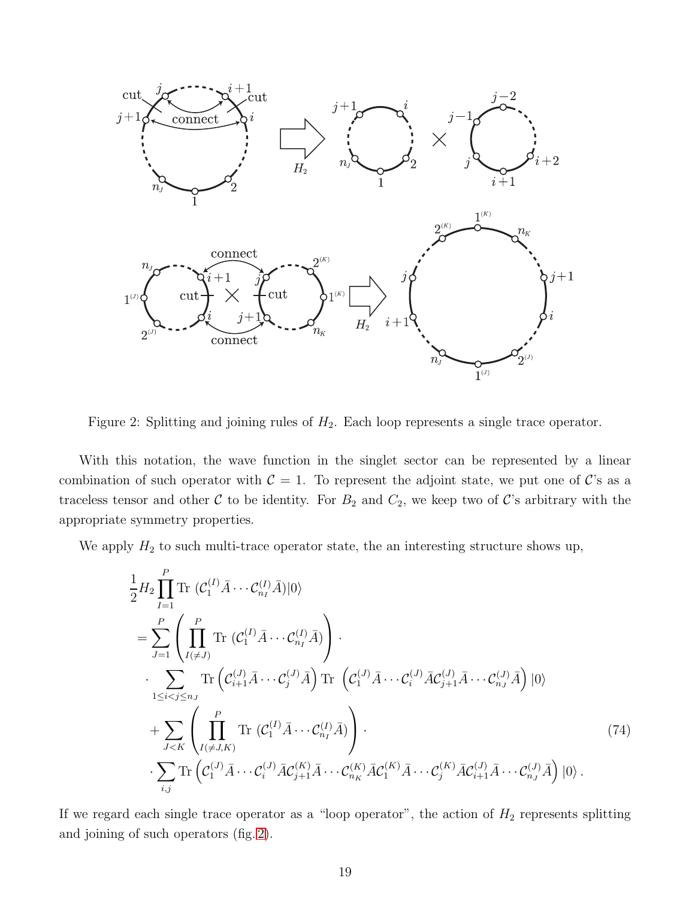Figure 2: Splitting and joining rules of $H_2$. Each loop represents a single trace operator.

With this notation, the wave function in the singlet sector can be represented by a linear combination of such operator with $\mathcal{C} = 1$. To represent the adjoint state, we put one of $\mathcal{C}$'s as a traceless tensor and other $\mathcal{C}$ to be identity. For $B_2$ and $C_2$, we keep two of $\mathcal{C}$'s arbitrary with the appropriate symmetry properties.

We apply $H_2$ to such multi-trace operator state, the an interesting structure shows up,

$$
\begin{aligned}
&\frac{1}{2} H_2 \prod_{I=1}^{P} \mathrm{Tr}\, (\mathcal{C}_1^{(I)} \bar{A} \cdots \mathcal{C}_{n_I}^{(I)} \bar{A}) |0\rangle \\
&= \sum_{J=1}^{P} \left( \prod_{I(\neq J)}^{P} \mathrm{Tr}\, (\mathcal{C}_1^{(I)} \bar{A} \cdots \mathcal{C}_{n_I}^{(I)} \bar{A}) \right) \cdot \\
&\quad \cdot \sum_{1 \le i < j \le n_J} \mathrm{Tr} \left( \mathcal{C}_{i+1}^{(J)} \bar{A} \cdots \mathcal{C}_j^{(J)} \bar{A} \right) \mathrm{Tr}\, \left( \mathcal{C}_1^{(J)} \bar{A} \cdots \mathcal{C}_i^{(J)} \bar{A} \mathcal{C}_{j+1}^{(J)} \bar{A} \cdots \mathcal{C}_{n_J}^{(J)} \bar{A} \right) |0\rangle \\
&\quad + \sum_{J<K} \left( \prod_{I(\neq J,K)}^{P} \mathrm{Tr}\, (\mathcal{C}_1^{(I)} \bar{A} \cdots \mathcal{C}_{n_I}^{(I)} \bar{A}) \right) \cdot \\
&\quad \cdot \sum_{i,j} \mathrm{Tr} \left( \mathcal{C}_1^{(J)} \bar{A} \cdots \mathcal{C}_i^{(J)} \bar{A} \mathcal{C}_{j+1}^{(K)} \bar{A} \cdots \mathcal{C}_{n_K}^{(K)} \bar{A} \mathcal{C}_1^{(K)} \bar{A} \cdots \mathcal{C}_j^{(K)} \bar{A} \mathcal{C}_{i+1}^{(J)} \bar{A} \cdots \mathcal{C}_{n_J}^{(J)} \bar{A} \right) |0\rangle .
\end{aligned}
\tag{74}
$$

If we regard each single trace operator as a "loop operator", the action of $H_2$ represents splitting and joining of such operators (fig.2).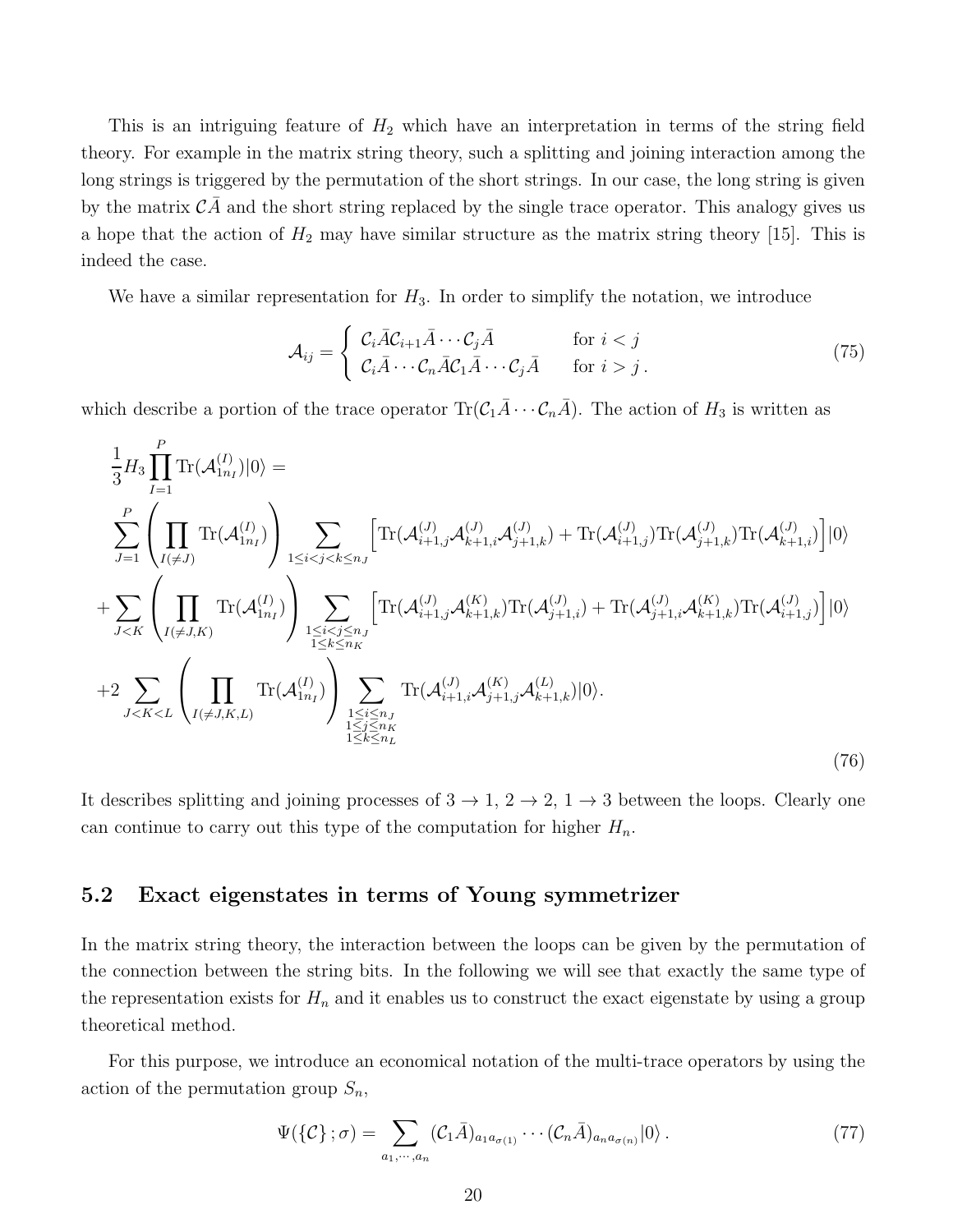This is an intriguing feature of $H_2$ which have an interpretation in terms of the string field theory. For example in the matrix string theory, such a splitting and joining interaction among the long strings is triggered by the permutation of the short strings. In our case, the long string is given by the matrix $\mathcal{C}\bar{A}$ and the short string replaced by the single trace operator. This analogy gives us a hope that the action of $H_2$ may have similar structure as the matrix string theory [15]. This is indeed the case.

We have a similar representation for $H_3$. In order to simplify the notation, we introduce

$$\mathcal{A}_{ij} = \begin{cases} \mathcal{C}_i\bar{A}\mathcal{C}_{i+1}\bar{A}\cdots\mathcal{C}_j\bar{A} & \text{for } i<j \\ \mathcal{C}_i\bar{A}\cdots\mathcal{C}_n\bar{A}\mathcal{C}_1\bar{A}\cdots\mathcal{C}_j\bar{A} & \text{for } i>j\,. \end{cases} \tag{75}$$

which describe a portion of the trace operator $\mathrm{Tr}(\mathcal{C}_1\bar{A}\cdots\mathcal{C}_n\bar{A})$. The action of $H_3$ is written as

$$\begin{aligned}
&\frac{1}{3}H_3\prod_{I=1}^{P}\mathrm{Tr}(\mathcal{A}^{(I)}_{1n_I})|0\rangle = \\
&\sum_{J=1}^{P}\left(\prod_{I(\neq J)}\mathrm{Tr}(\mathcal{A}^{(I)}_{1n_I})\right)\sum_{1\le i<j<k\le n_J}\left[\mathrm{Tr}(\mathcal{A}^{(J)}_{i+1,j}\mathcal{A}^{(J)}_{k+1,i}\mathcal{A}^{(J)}_{j+1,k})+\mathrm{Tr}(\mathcal{A}^{(J)}_{i+1,j})\mathrm{Tr}(\mathcal{A}^{(J)}_{j+1,k})\mathrm{Tr}(\mathcal{A}^{(J)}_{k+1,i})\right]|0\rangle \\
&+\sum_{J<K}\left(\prod_{I(\neq J,K)}\mathrm{Tr}(\mathcal{A}^{(I)}_{1n_I})\right)\sum_{\substack{1\le i<j\le n_J\\ 1\le k\le n_K}}\left[\mathrm{Tr}(\mathcal{A}^{(J)}_{i+1,j}\mathcal{A}^{(K)}_{k+1,k})\mathrm{Tr}(\mathcal{A}^{(J)}_{j+1,i})+\mathrm{Tr}(\mathcal{A}^{(J)}_{j+1,i}\mathcal{A}^{(K)}_{k+1,k})\mathrm{Tr}(\mathcal{A}^{(J)}_{i+1,j})\right]|0\rangle \\
&+2\sum_{J<K<L}\left(\prod_{I(\neq J,K,L)}\mathrm{Tr}(\mathcal{A}^{(I)}_{1n_I})\right)\sum_{\substack{1\le i\le n_J\\ 1\le j\le n_K\\ 1\le k\le n_L}}\mathrm{Tr}(\mathcal{A}^{(J)}_{i+1,i}\mathcal{A}^{(K)}_{j+1,j}\mathcal{A}^{(L)}_{k+1,k})|0\rangle.
\end{aligned} \tag{76}$$

It describes splitting and joining processes of $3\to 1$, $2\to 2$, $1\to 3$ between the loops. Clearly one can continue to carry out this type of the computation for higher $H_n$.

## 5.2 Exact eigenstates in terms of Young symmetrizer

In the matrix string theory, the interaction between the loops can be given by the permutation of the connection between the string bits. In the following we will see that exactly the same type of the representation exists for $H_n$ and it enables us to construct the exact eigenstate by using a group theoretical method.

For this purpose, we introduce an economical notation of the multi-trace operators by using the action of the permutation group $S_n$,

$$\Psi(\{\mathcal{C}\};\sigma) = \sum_{a_1,\cdots,a_n}(\mathcal{C}_1\bar{A})_{a_1a_{\sigma(1)}}\cdots(\mathcal{C}_n\bar{A})_{a_na_{\sigma(n)}}|0\rangle\,. \tag{77}$$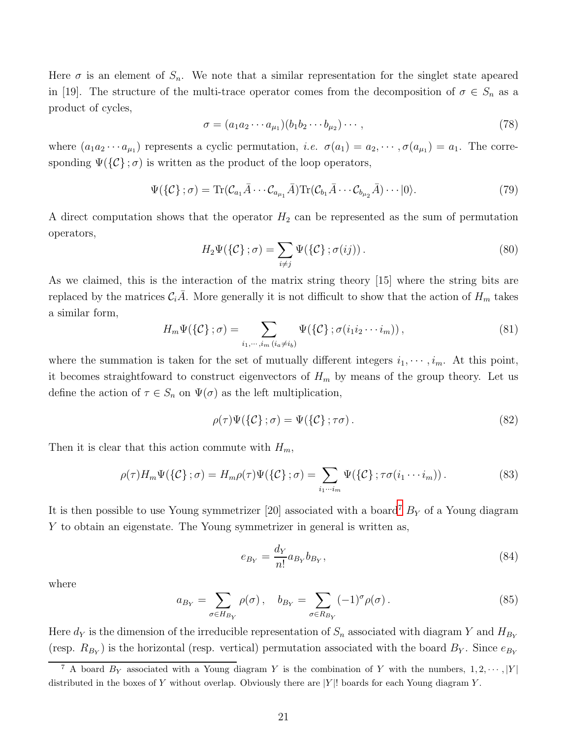Here $\sigma$ is an element of $S_n$. We note that a similar representation for the singlet state apeared in [19]. The structure of the multi-trace operator comes from the decomposition of $\sigma \in S_n$ as a product of cycles,

$$\sigma = (a_1 a_2 \cdots a_{\mu_1})(b_1 b_2 \cdots b_{\mu_2}) \cdots , \tag{78}$$

where $(a_1 a_2 \cdots a_{\mu_1})$ represents a cyclic permutation, *i.e.* $\sigma(a_1) = a_2, \cdots , \sigma(a_{\mu_1}) = a_1$. The corresponding $\Psi(\{\mathcal{C}\}\,;\sigma)$ is written as the product of the loop operators,

$$\Psi(\{\mathcal{C}\}\,;\sigma) = \mathrm{Tr}(\mathcal{C}_{a_1}\bar{A} \cdots \mathcal{C}_{a_{\mu_1}}\bar{A})\mathrm{Tr}(\mathcal{C}_{b_1}\bar{A} \cdots \mathcal{C}_{b_{\mu_2}}\bar{A}) \cdots |0\rangle. \tag{79}$$

A direct computation shows that the operator $H_2$ can be represented as the sum of permutation operators,

$$H_2 \Psi(\{\mathcal{C}\}\,;\sigma) = \sum_{i \neq j} \Psi(\{\mathcal{C}\}\,;\sigma(ij)) \,. \tag{80}$$

As we claimed, this is the interaction of the matrix string theory [15] where the string bits are replaced by the matrices $\mathcal{C}_i\bar{A}$. More generally it is not difficult to show that the action of $H_m$ takes a similar form,

$$H_m \Psi(\{\mathcal{C}\}\,;\sigma) = \sum_{i_1,\cdots,i_m\,(i_a \neq i_b)} \Psi(\{\mathcal{C}\}\,;\sigma(i_1 i_2 \cdots i_m)) \,, \tag{81}$$

where the summation is taken for the set of mutually different integers $i_1, \cdots , i_m$. At this point, it becomes straightfoward to construct eigenvectors of $H_m$ by means of the group theory. Let us define the action of $\tau \in S_n$ on $\Psi(\sigma)$ as the left multiplication,

$$\rho(\tau)\Psi(\{\mathcal{C}\}\,;\sigma) = \Psi(\{\mathcal{C}\}\,;\tau\sigma) \,. \tag{82}$$

Then it is clear that this action commute with $H_m$,

$$\rho(\tau)H_m\Psi(\{\mathcal{C}\}\,;\sigma) = H_m\rho(\tau)\Psi(\{\mathcal{C}\}\,;\sigma) = \sum_{i_1 \cdots i_m} \Psi(\{\mathcal{C}\}\,;\tau\sigma(i_1 \cdots i_m)) \,. \tag{83}$$

It is then possible to use Young symmetrizer [20] associated with a board[7] $B_Y$ of a Young diagram $Y$ to obtain an eigenstate. The Young symmetrizer in general is written as,

$$e_{B_Y} = \frac{d_Y}{n!} a_{B_Y} b_{B_Y} , \tag{84}$$

where

$$a_{B_Y} = \sum_{\sigma \in H_{B_Y}} \rho(\sigma) \,, \quad b_{B_Y} = \sum_{\sigma \in R_{B_Y}} (-1)^\sigma \rho(\sigma) \,. \tag{85}$$

Here $d_Y$ is the dimension of the irreducible representation of $S_n$ associated with diagram $Y$ and $H_{B_Y}$ (resp. $R_{B_Y}$) is the horizontal (resp. vertical) permutation associated with the board $B_Y$. Since $e_{B_Y}$

[7] A board $B_Y$ associated with a Young diagram $Y$ is the combination of $Y$ with the numbers, $1, 2, \cdots , |Y|$ distributed in the boxes of $Y$ without overlap. Obviously there are $|Y|!$ boards for each Young diagram $Y$.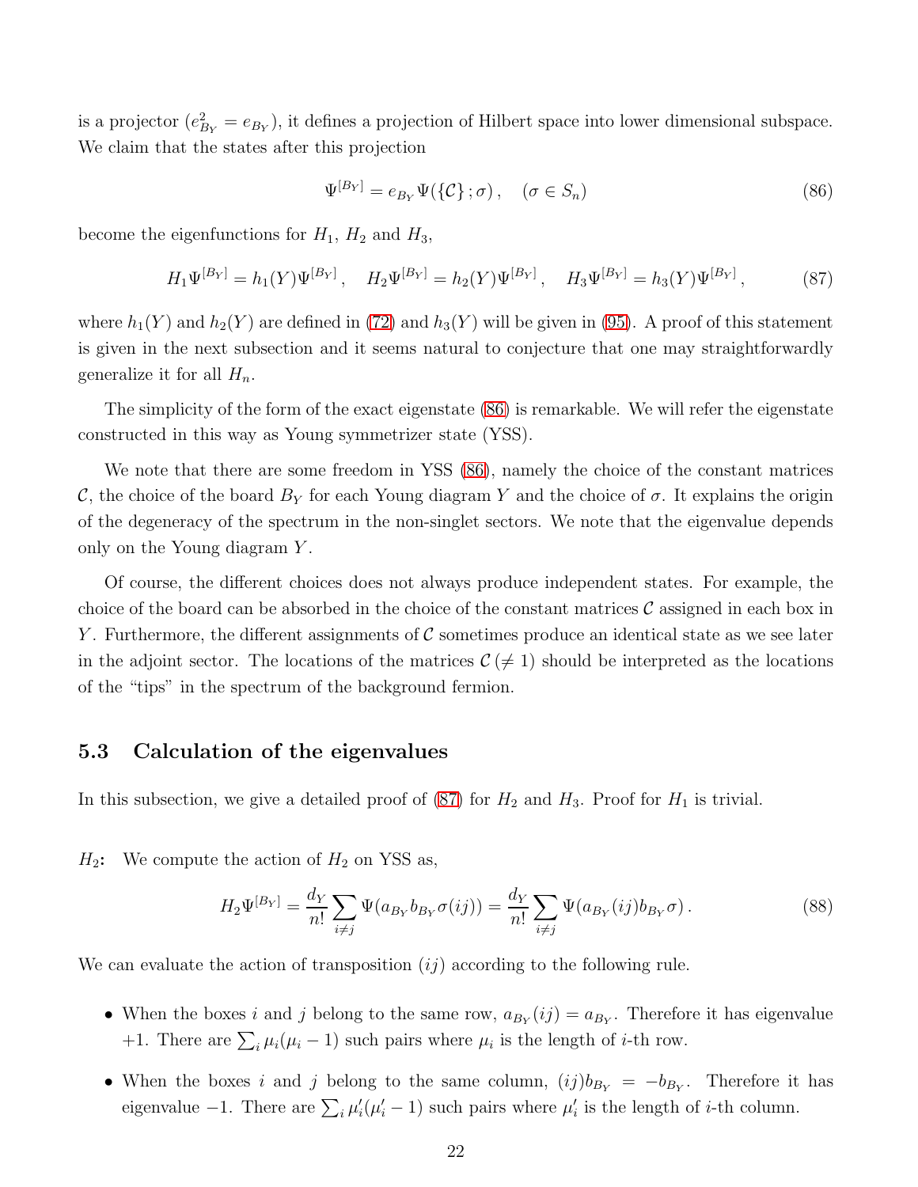is a projector ($e_{B_Y}^2 = e_{B_Y}$), it defines a projection of Hilbert space into lower dimensional subspace. We claim that the states after this projection

$$\Psi^{[B_Y]} = e_{B_Y} \Psi(\{\mathcal{C}\}\,;\sigma)\,, \quad (\sigma \in S_n) \tag{86}$$

become the eigenfunctions for $H_1$, $H_2$ and $H_3$,

$$H_1 \Psi^{[B_Y]} = h_1(Y) \Psi^{[B_Y]}\,, \quad H_2 \Psi^{[B_Y]} = h_2(Y) \Psi^{[B_Y]}\,, \quad H_3 \Psi^{[B_Y]} = h_3(Y) \Psi^{[B_Y]}\,, \tag{87}$$

where $h_1(Y)$ and $h_2(Y)$ are defined in (72) and $h_3(Y)$ will be given in (95). A proof of this statement is given in the next subsection and it seems natural to conjecture that one may straightforwardly generalize it for all $H_n$.

The simplicity of the form of the exact eigenstate (86) is remarkable. We will refer the eigenstate constructed in this way as Young symmetrizer state (YSS).

We note that there are some freedom in YSS (86), namely the choice of the constant matrices $\mathcal{C}$, the choice of the board $B_Y$ for each Young diagram $Y$ and the choice of $\sigma$. It explains the origin of the degeneracy of the spectrum in the non-singlet sectors. We note that the eigenvalue depends only on the Young diagram $Y$.

Of course, the different choices does not always produce independent states. For example, the choice of the board can be absorbed in the choice of the constant matrices $\mathcal{C}$ assigned in each box in $Y$. Furthermore, the different assignments of $\mathcal{C}$ sometimes produce an identical state as we see later in the adjoint sector. The locations of the matrices $\mathcal{C}\,(\neq 1)$ should be interpreted as the locations of the "tips" in the spectrum of the background fermion.

### 5.3 Calculation of the eigenvalues

In this subsection, we give a detailed proof of (87) for $H_2$ and $H_3$. Proof for $H_1$ is trivial.

$H_2$**:** We compute the action of $H_2$ on YSS as,

$$H_2 \Psi^{[B_Y]} = \frac{d_Y}{n!} \sum_{i \neq j} \Psi(a_{B_Y} b_{B_Y} \sigma (ij)) = \frac{d_Y}{n!} \sum_{i \neq j} \Psi(a_{B_Y} (ij) b_{B_Y} \sigma)\,. \tag{88}$$

We can evaluate the action of transposition $(ij)$ according to the following rule.

- When the boxes $i$ and $j$ belong to the same row, $a_{B_Y}(ij) = a_{B_Y}$. Therefore it has eigenvalue $+1$. There are $\sum_i \mu_i(\mu_i - 1)$ such pairs where $\mu_i$ is the length of $i$-th row.
- When the boxes $i$ and $j$ belong to the same column, $(ij)b_{B_Y} = -b_{B_Y}$. Therefore it has eigenvalue $-1$. There are $\sum_i \mu'_i(\mu'_i - 1)$ such pairs where $\mu'_i$ is the length of $i$-th column.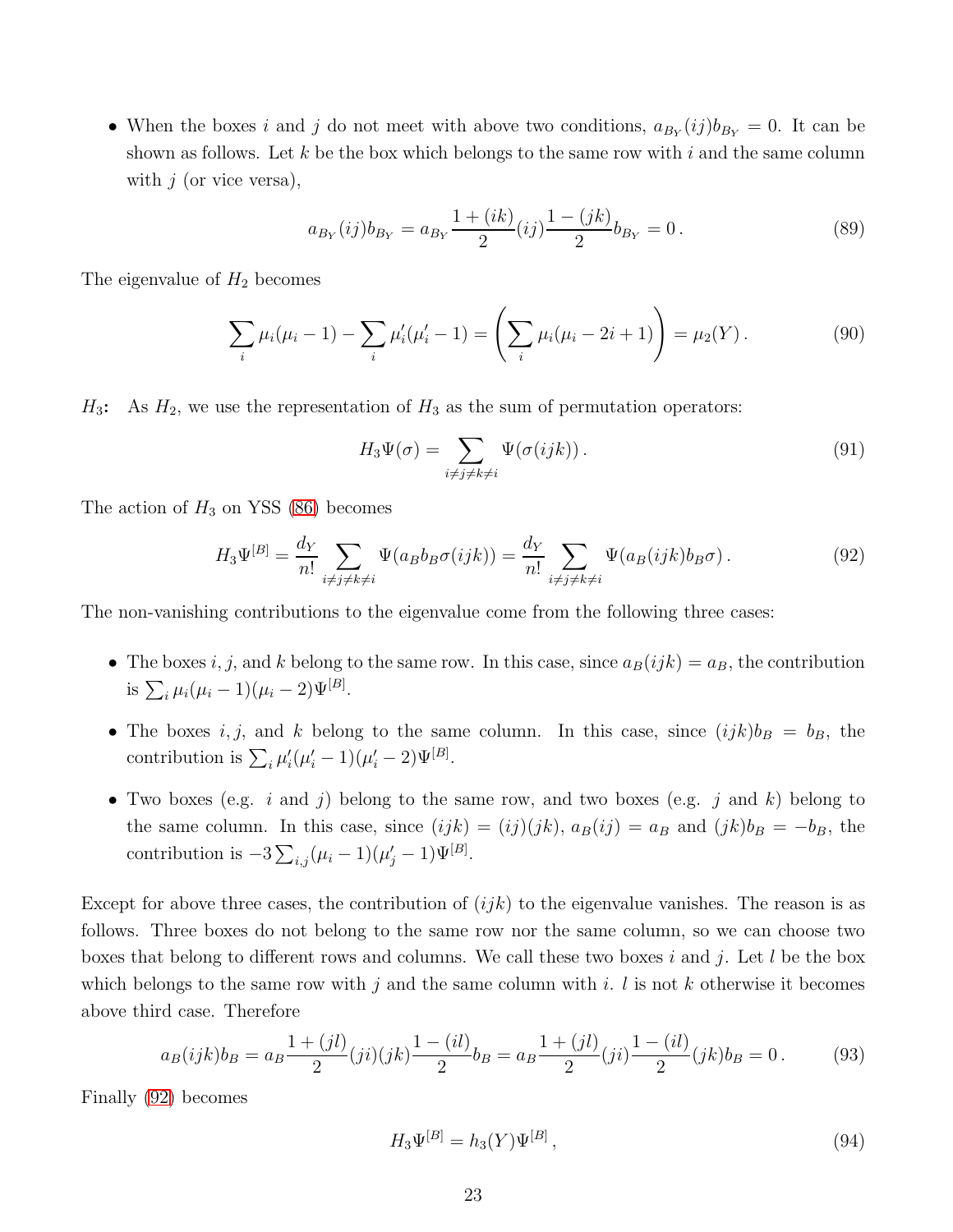- When the boxes $i$ and $j$ do not meet with above two conditions, $a_{B_Y}(ij)b_{B_Y} = 0$. It can be shown as follows. Let $k$ be the box which belongs to the same row with $i$ and the same column with $j$ (or vice versa),

$$a_{B_Y}(ij)b_{B_Y} = a_{B_Y}\frac{1+(ik)}{2}(ij)\frac{1-(jk)}{2}b_{B_Y} = 0\,. \tag{89}$$

The eigenvalue of $H_2$ becomes

$$\sum_i \mu_i(\mu_i - 1) - \sum_i \mu_i'(\mu_i' - 1) = \left(\sum_i \mu_i(\mu_i - 2i + 1)\right) = \mu_2(Y)\,. \tag{90}$$

$H_3$**:** As $H_2$, we use the representation of $H_3$ as the sum of permutation operators:

$$H_3\Psi(\sigma) = \sum_{i\neq j\neq k\neq i} \Psi(\sigma(ijk))\,. \tag{91}$$

The action of $H_3$ on YSS (86) becomes

$$H_3\Psi^{[B]} = \frac{d_Y}{n!}\sum_{i\neq j\neq k\neq i} \Psi(a_B b_B \sigma(ijk)) = \frac{d_Y}{n!}\sum_{i\neq j\neq k\neq i} \Psi(a_B(ijk)b_B\sigma)\,. \tag{92}$$

The non-vanishing contributions to the eigenvalue come from the following three cases:

- The boxes $i, j$, and $k$ belong to the same row. In this case, since $a_B(ijk) = a_B$, the contribution is $\sum_i \mu_i(\mu_i - 1)(\mu_i - 2)\Psi^{[B]}$.
- The boxes $i, j$, and $k$ belong to the same column. In this case, since $(ijk)b_B = b_B$, the contribution is $\sum_i \mu_i'(\mu_i' - 1)(\mu_i' - 2)\Psi^{[B]}$.
- Two boxes (e.g. $i$ and $j$) belong to the same row, and two boxes (e.g. $j$ and $k$) belong to the same column. In this case, since $(ijk) = (ij)(jk)$, $a_B(ij) = a_B$ and $(jk)b_B = -b_B$, the contribution is $-3\sum_{i,j}(\mu_i - 1)(\mu_j' - 1)\Psi^{[B]}$.

Except for above three cases, the contribution of $(ijk)$ to the eigenvalue vanishes. The reason is as follows. Three boxes do not belong to the same row nor the same column, so we can choose two boxes that belong to different rows and columns. We call these two boxes $i$ and $j$. Let $l$ be the box which belongs to the same row with $j$ and the same column with $i$. $l$ is not $k$ otherwise it becomes above third case. Therefore

$$a_B(ijk)b_B = a_B\frac{1+(jl)}{2}(ji)(jk)\frac{1-(il)}{2}b_B = a_B\frac{1+(jl)}{2}(ji)\frac{1-(il)}{2}(jk)b_B = 0\,. \tag{93}$$

Finally (92) becomes

$$H_3\Psi^{[B]} = h_3(Y)\Psi^{[B]}\,, \tag{94}$$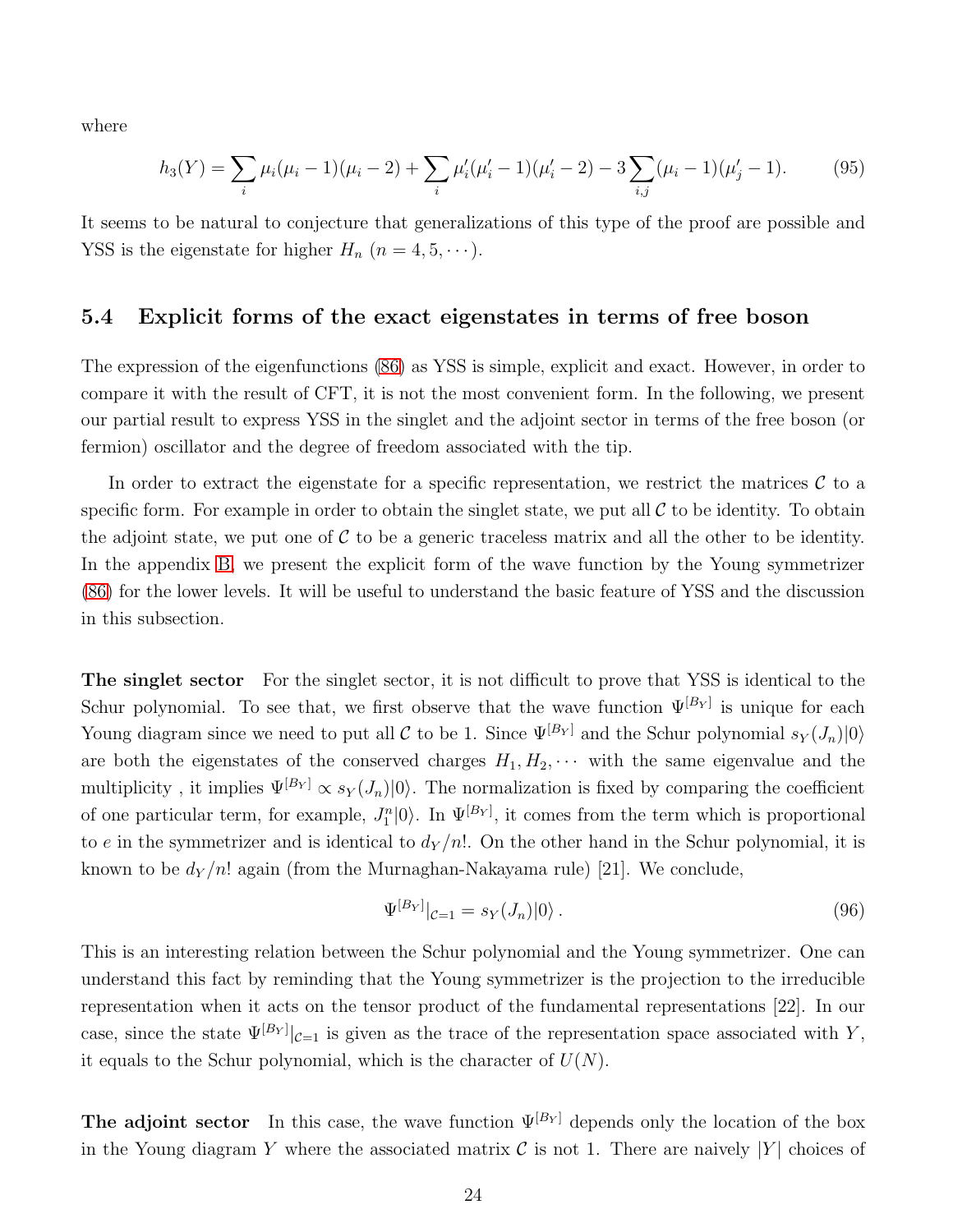where

$$h_3(Y) = \sum_i \mu_i(\mu_i - 1)(\mu_i - 2) + \sum_i \mu'_i(\mu'_i - 1)(\mu'_i - 2) - 3\sum_{i,j}(\mu_i - 1)(\mu'_j - 1). \tag{95}$$

It seems to be natural to conjecture that generalizations of this type of the proof are possible and YSS is the eigenstate for higher $H_n$ ($n = 4, 5, \cdots$).

### 5.4 Explicit forms of the exact eigenstates in terms of free boson

The expression of the eigenfunctions (86) as YSS is simple, explicit and exact. However, in order to compare it with the result of CFT, it is not the most convenient form. In the following, we present our partial result to express YSS in the singlet and the adjoint sector in terms of the free boson (or fermion) oscillator and the degree of freedom associated with the tip.

In order to extract the eigenstate for a specific representation, we restrict the matrices $\mathcal{C}$ to a specific form. For example in order to obtain the singlet state, we put all $\mathcal{C}$ to be identity. To obtain the adjoint state, we put one of $\mathcal{C}$ to be a generic traceless matrix and all the other to be identity. In the appendix B, we present the explicit form of the wave function by the Young symmetrizer (86) for the lower levels. It will be useful to understand the basic feature of YSS and the discussion in this subsection.

**The singlet sector** For the singlet sector, it is not difficult to prove that YSS is identical to the Schur polynomial. To see that, we first observe that the wave function $\Psi^{[B_Y]}$ is unique for each Young diagram since we need to put all $\mathcal{C}$ to be 1. Since $\Psi^{[B_Y]}$ and the Schur polynomial $s_Y(J_n)|0\rangle$ are both the eigenstates of the conserved charges $H_1, H_2, \cdots$ with the same eigenvalue and the multiplicity , it implies $\Psi^{[B_Y]} \propto s_Y(J_n)|0\rangle$. The normalization is fixed by comparing the coefficient of one particular term, for example, $J_1^n|0\rangle$. In $\Psi^{[B_Y]}$, it comes from the term which is proportional to $e$ in the symmetrizer and is identical to $d_Y/n!$. On the other hand in the Schur polynomial, it is known to be $d_Y/n!$ again (from the Murnaghan-Nakayama rule) [21]. We conclude,

$$\Psi^{[B_Y]}|_{\mathcal{C}=1} = s_Y(J_n)|0\rangle\,. \tag{96}$$

This is an interesting relation between the Schur polynomial and the Young symmetrizer. One can understand this fact by reminding that the Young symmetrizer is the projection to the irreducible representation when it acts on the tensor product of the fundamental representations [22]. In our case, since the state $\Psi^{[B_Y]}|_{\mathcal{C}=1}$ is given as the trace of the representation space associated with $Y$, it equals to the Schur polynomial, which is the character of $U(N)$.

**The adjoint sector** In this case, the wave function $\Psi^{[B_Y]}$ depends only the location of the box in the Young diagram $Y$ where the associated matrix $\mathcal{C}$ is not 1. There are naively $|Y|$ choices of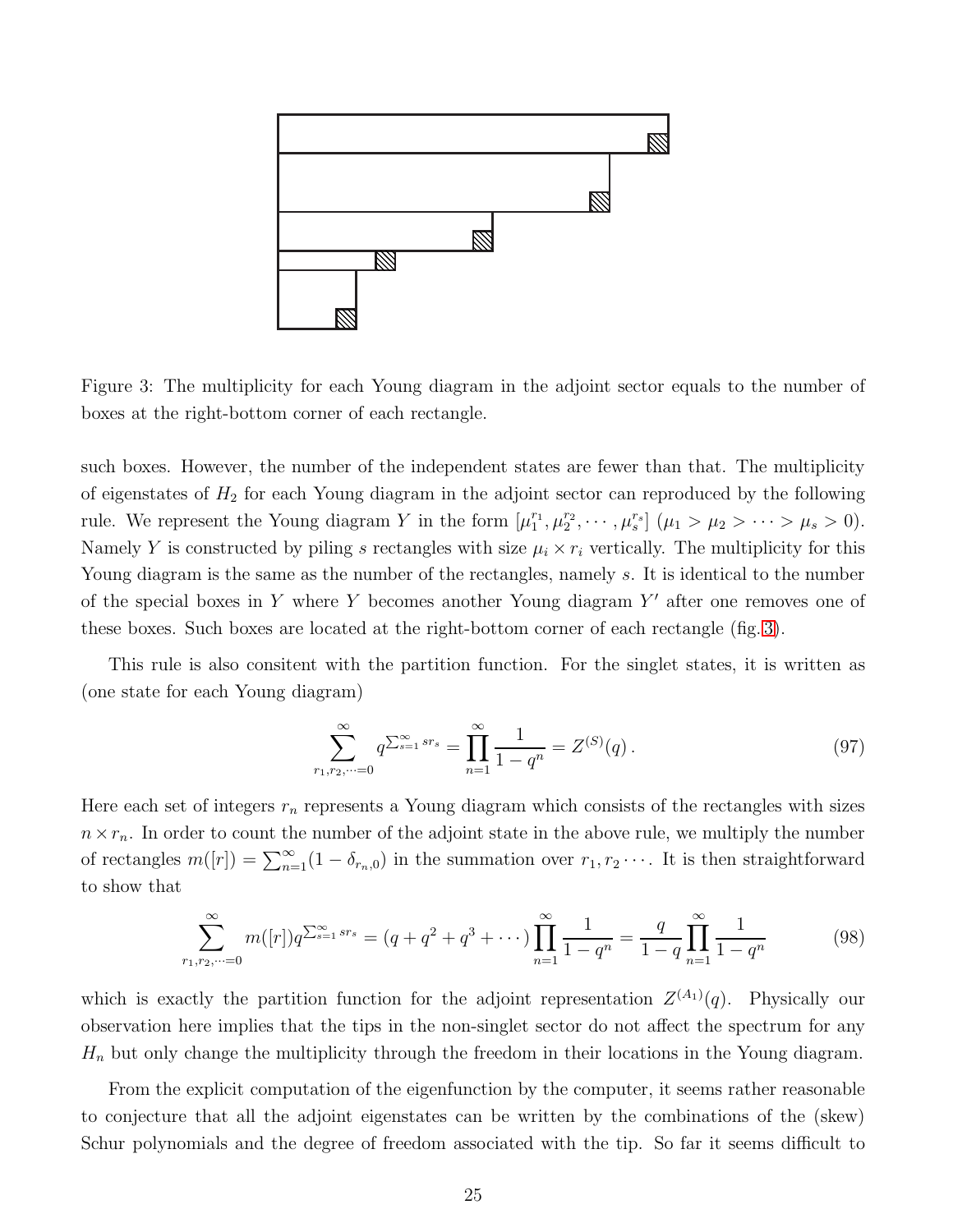Figure 3: The multiplicity for each Young diagram in the adjoint sector equals to the number of boxes at the right-bottom corner of each rectangle.

such boxes. However, the number of the independent states are fewer than that. The multiplicity of eigenstates of $H_2$ for each Young diagram in the adjoint sector can reproduced by the following rule. We represent the Young diagram $Y$ in the form $[\mu_1^{r_1}, \mu_2^{r_2}, \cdots, \mu_s^{r_s}]$ $(\mu_1 > \mu_2 > \cdots > \mu_s > 0)$. Namely $Y$ is constructed by piling $s$ rectangles with size $\mu_i \times r_i$ vertically. The multiplicity for this Young diagram is the same as the number of the rectangles, namely $s$. It is identical to the number of the special boxes in $Y$ where $Y$ becomes another Young diagram $Y'$ after one removes one of these boxes. Such boxes are located at the right-bottom corner of each rectangle (fig.3).

This rule is also consitent with the partition function. For the singlet states, it is written as (one state for each Young diagram)

$$\sum_{r_1, r_2, \cdots = 0}^{\infty} q^{\sum_{s=1}^{\infty} s r_s} = \prod_{n=1}^{\infty} \frac{1}{1-q^n} = Z^{(S)}(q)\,. \tag{97}$$

Here each set of integers $r_n$ represents a Young diagram which consists of the rectangles with sizes $n \times r_n$. In order to count the number of the adjoint state in the above rule, we multiply the number of rectangles $m([r]) = \sum_{n=1}^{\infty}(1 - \delta_{r_n,0})$ in the summation over $r_1, r_2 \cdots$. It is then straightforward to show that

$$\sum_{r_1, r_2, \cdots = 0}^{\infty} m([r]) q^{\sum_{s=1}^{\infty} s r_s} = (q + q^2 + q^3 + \cdots) \prod_{n=1}^{\infty} \frac{1}{1-q^n} = \frac{q}{1-q} \prod_{n=1}^{\infty} \frac{1}{1-q^n} \tag{98}$$

which is exactly the partition function for the adjoint representation $Z^{(A_1)}(q)$. Physically our observation here implies that the tips in the non-singlet sector do not affect the spectrum for any $H_n$ but only change the multiplicity through the freedom in their locations in the Young diagram.

From the explicit computation of the eigenfunction by the computer, it seems rather reasonable to conjecture that all the adjoint eigenstates can be written by the combinations of the (skew) Schur polynomials and the degree of freedom associated with the tip. So far it seems difficult to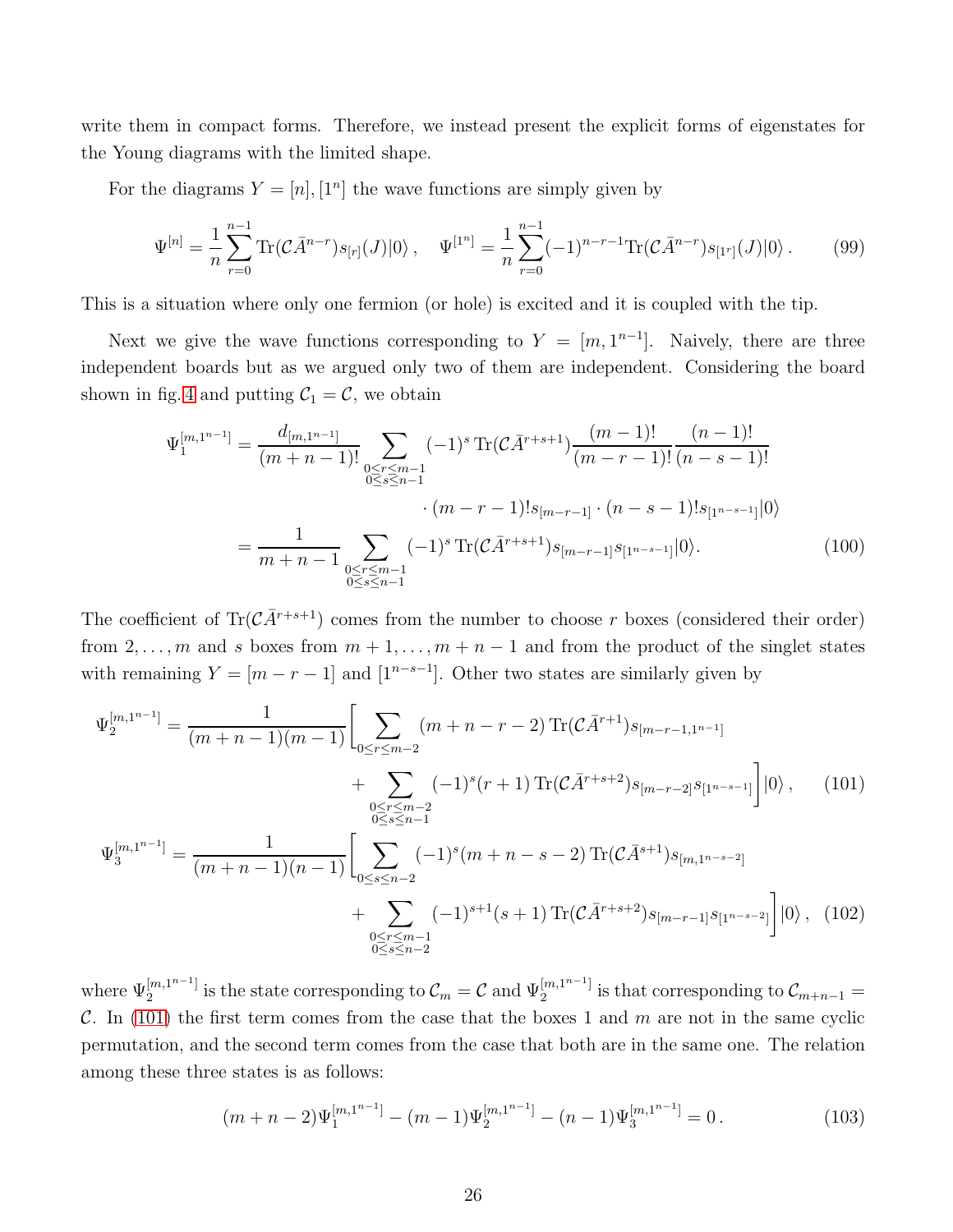write them in compact forms. Therefore, we instead present the explicit forms of eigenstates for the Young diagrams with the limited shape.

For the diagrams $Y = [n], [1^n]$ the wave functions are simply given by

$$\Psi^{[n]} = \frac{1}{n}\sum_{r=0}^{n-1} \mathrm{Tr}(\mathcal{C}\bar{A}^{n-r}) s_{[r]}(J)|0\rangle\,, \quad \Psi^{[1^n]} = \frac{1}{n}\sum_{r=0}^{n-1} (-1)^{n-r-1}\mathrm{Tr}(\mathcal{C}\bar{A}^{n-r}) s_{[1^r]}(J)|0\rangle\,. \tag{99}$$

This is a situation where only one fermion (or hole) is excited and it is coupled with the tip.

Next we give the wave functions corresponding to $Y = [m, 1^{n-1}]$. Naively, there are three independent boards but as we argued only two of them are independent. Considering the board shown in fig. 4 and putting $\mathcal{C}_1 = \mathcal{C}$, we obtain

$$\begin{aligned}
\Psi_1^{[m,1^{n-1}]} &= \frac{d_{[m,1^{n-1}]}}{(m+n-1)!} \sum_{\substack{0\le r\le m-1 \\ 0\le s\le n-1}} (-1)^s \,\mathrm{Tr}(\mathcal{C}\bar{A}^{r+s+1}) \frac{(m-1)!}{(m-r-1)!} \frac{(n-1)!}{(n-s-1)!} \\
&\qquad\qquad\qquad\qquad \cdot (m-r-1)! s_{[m-r-1]} \cdot (n-s-1)! s_{[1^{n-s-1}]}|0\rangle \\
&= \frac{1}{m+n-1} \sum_{\substack{0\le r\le m-1 \\ 0\le s\le n-1}} (-1)^s \,\mathrm{Tr}(\mathcal{C}\bar{A}^{r+s+1}) s_{[m-r-1]} s_{[1^{n-s-1}]}|0\rangle.
\end{aligned} \tag{100}$$

The coefficient of $\mathrm{Tr}(\mathcal{C}\bar{A}^{r+s+1})$ comes from the number to choose $r$ boxes (considered their order) from $2, \ldots, m$ and $s$ boxes from $m+1, \ldots, m+n-1$ and from the product of the singlet states with remaining $Y = [m-r-1]$ and $[1^{n-s-1}]$. Other two states are similarly given by

$$\begin{aligned}
\Psi_2^{[m,1^{n-1}]} &= \frac{1}{(m+n-1)(m-1)} \Bigg[ \sum_{0\le r\le m-2} (m+n-r-2)\,\mathrm{Tr}(\mathcal{C}\bar{A}^{r+1}) s_{[m-r-1,1^{n-1}]} \\
&\qquad\qquad + \sum_{\substack{0\le r\le m-2 \\ 0\le s\le n-1}} (-1)^s (r+1)\,\mathrm{Tr}(\mathcal{C}\bar{A}^{r+s+2}) s_{[m-r-2]} s_{[1^{n-s-1}]} \Bigg] |0\rangle\,,
\end{aligned} \tag{101}$$

$$\begin{aligned}
\Psi_3^{[m,1^{n-1}]} &= \frac{1}{(m+n-1)(n-1)} \Bigg[ \sum_{0\le s\le n-2} (-1)^s (m+n-s-2)\,\mathrm{Tr}(\mathcal{C}\bar{A}^{s+1}) s_{[m,1^{n-s-2}]} \\
&\qquad\qquad + \sum_{\substack{0\le r\le m-1 \\ 0\le s\le n-2}} (-1)^{s+1} (s+1)\,\mathrm{Tr}(\mathcal{C}\bar{A}^{r+s+2}) s_{[m-r-1]} s_{[1^{n-s-2}]} \Bigg] |0\rangle\,,
\end{aligned} \tag{102}$$

where $\Psi_2^{[m,1^{n-1}]}$ is the state corresponding to $\mathcal{C}_m = \mathcal{C}$ and $\Psi_2^{[m,1^{n-1}]}$ is that corresponding to $\mathcal{C}_{m+n-1} = \mathcal{C}$. In (101) the first term comes from the case that the boxes 1 and $m$ are not in the same cyclic permutation, and the second term comes from the case that both are in the same one. The relation among these three states is as follows:

$$(m+n-2)\Psi_1^{[m,1^{n-1}]} - (m-1)\Psi_2^{[m,1^{n-1}]} - (n-1)\Psi_3^{[m,1^{n-1}]} = 0\,. \tag{103}$$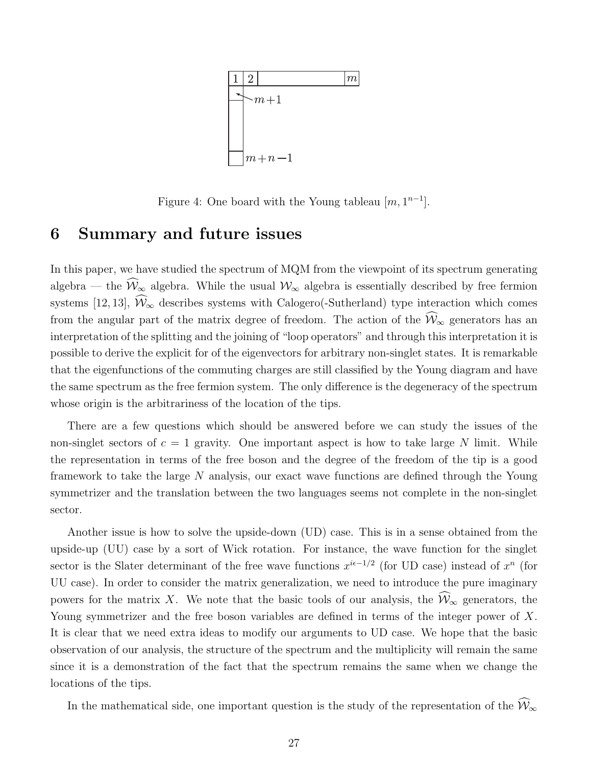Figure 4: One board with the Young tableau $[m, 1^{n-1}]$.

## 6 Summary and future issues

In this paper, we have studied the spectrum of MQM from the viewpoint of its spectrum generating algebra — the $\widehat{\mathcal{W}}_\infty$ algebra. While the usual $\mathcal{W}_\infty$ algebra is essentially described by free fermion systems [12, 13], $\widehat{\mathcal{W}}_\infty$ describes systems with Calogero(-Sutherland) type interaction which comes from the angular part of the matrix degree of freedom. The action of the $\widehat{\mathcal{W}}_\infty$ generators has an interpretation of the splitting and the joining of "loop operators" and through this interpretation it is possible to derive the explicit for of the eigenvectors for arbitrary non-singlet states. It is remarkable that the eigenfunctions of the commuting charges are still classified by the Young diagram and have the same spectrum as the free fermion system. The only difference is the degeneracy of the spectrum whose origin is the arbitrariness of the location of the tips.

There are a few questions which should be answered before we can study the issues of the non-singlet sectors of $c = 1$ gravity. One important aspect is how to take large $N$ limit. While the representation in terms of the free boson and the degree of the freedom of the tip is a good framework to take the large $N$ analysis, our exact wave functions are defined through the Young symmetrizer and the translation between the two languages seems not complete in the non-singlet sector.

Another issue is how to solve the upside-down (UD) case. This is in a sense obtained from the upside-up (UU) case by a sort of Wick rotation. For instance, the wave function for the singlet sector is the Slater determinant of the free wave functions $x^{i\epsilon-1/2}$ (for UD case) instead of $x^n$ (for UU case). In order to consider the matrix generalization, we need to introduce the pure imaginary powers for the matrix $X$. We note that the basic tools of our analysis, the $\widehat{\mathcal{W}}_\infty$ generators, the Young symmetrizer and the free boson variables are defined in terms of the integer power of $X$. It is clear that we need extra ideas to modify our arguments to UD case. We hope that the basic observation of our analysis, the structure of the spectrum and the multiplicity will remain the same since it is a demonstration of the fact that the spectrum remains the same when we change the locations of the tips.

In the mathematical side, one important question is the study of the representation of the $\widehat{\mathcal{W}}_\infty$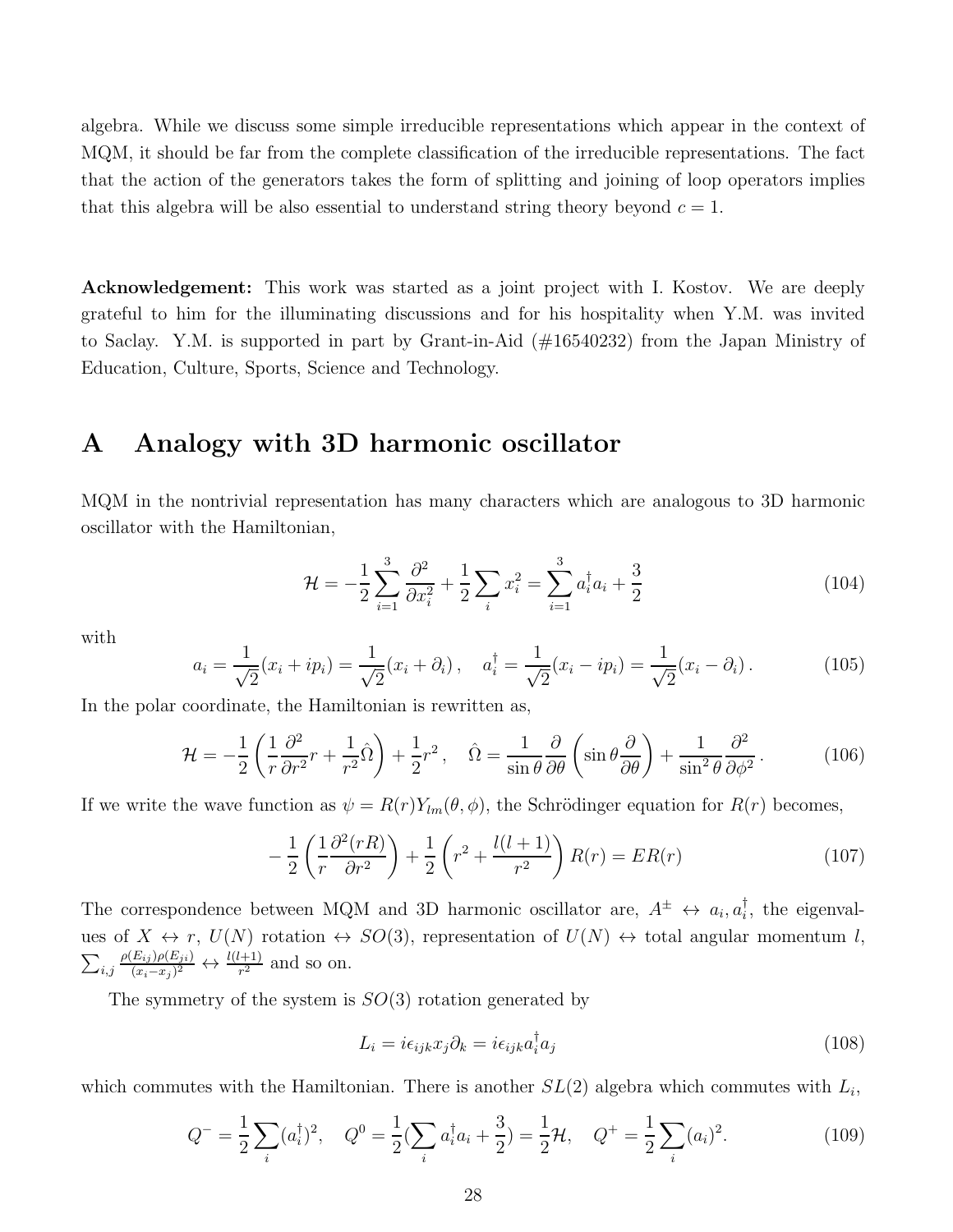algebra. While we discuss some simple irreducible representations which appear in the context of MQM, it should be far from the complete classification of the irreducible representations. The fact that the action of the generators takes the form of splitting and joining of loop operators implies that this algebra will be also essential to understand string theory beyond $c = 1$.

**Acknowledgement:** This work was started as a joint project with I. Kostov. We are deeply grateful to him for the illuminating discussions and for his hospitality when Y.M. was invited to Saclay. Y.M. is supported in part by Grant-in-Aid (#16540232) from the Japan Ministry of Education, Culture, Sports, Science and Technology.

# A Analogy with 3D harmonic oscillator

MQM in the nontrivial representation has many characters which are analogous to 3D harmonic oscillator with the Hamiltonian,

$$\mathcal{H} = -\frac{1}{2}\sum_{i=1}^{3}\frac{\partial^2}{\partial x_i^2} + \frac{1}{2}\sum_i x_i^2 = \sum_{i=1}^{3} a_i^\dagger a_i + \frac{3}{2} \tag{104}$$

with

$$a_i = \frac{1}{\sqrt{2}}(x_i + ip_i) = \frac{1}{\sqrt{2}}(x_i + \partial_i)\,, \quad a_i^\dagger = \frac{1}{\sqrt{2}}(x_i - ip_i) = \frac{1}{\sqrt{2}}(x_i - \partial_i)\,. \tag{105}$$

In the polar coordinate, the Hamiltonian is rewritten as,

$$\mathcal{H} = -\frac{1}{2}\left(\frac{1}{r}\frac{\partial^2}{\partial r^2}r + \frac{1}{r^2}\hat{\Omega}\right) + \frac{1}{2}r^2\,, \quad \hat{\Omega} = \frac{1}{\sin\theta}\frac{\partial}{\partial\theta}\left(\sin\theta\frac{\partial}{\partial\theta}\right) + \frac{1}{\sin^2\theta}\frac{\partial^2}{\partial\phi^2}\,. \tag{106}$$

If we write the wave function as $\psi = R(r)Y_{lm}(\theta,\phi)$, the Schrödinger equation for $R(r)$ becomes,

$$-\frac{1}{2}\left(\frac{1}{r}\frac{\partial^2(rR)}{\partial r^2}\right) + \frac{1}{2}\left(r^2 + \frac{l(l+1)}{r^2}\right)R(r) = ER(r) \tag{107}$$

The correspondence between MQM and 3D harmonic oscillator are, $A^\pm \leftrightarrow a_i, a_i^\dagger$, the eigenvalues of $X \leftrightarrow r$, $U(N)$ rotation $\leftrightarrow SO(3)$, representation of $U(N) \leftrightarrow$ total angular momentum $l$, $\sum_{i,j}\frac{\rho(E_{ij})\rho(E_{ji})}{(x_i-x_j)^2} \leftrightarrow \frac{l(l+1)}{r^2}$ and so on.

The symmetry of the system is $SO(3)$ rotation generated by

$$L_i = i\epsilon_{ijk}x_j\partial_k = i\epsilon_{ijk}a_i^\dagger a_j \tag{108}$$

which commutes with the Hamiltonian. There is another $SL(2)$ algebra which commutes with $L_i$,

$$Q^- = \frac{1}{2}\sum_i(a_i^\dagger)^2, \quad Q^0 = \frac{1}{2}(\sum_i a_i^\dagger a_i + \frac{3}{2}) = \frac{1}{2}\mathcal{H}, \quad Q^+ = \frac{1}{2}\sum_i(a_i)^2. \tag{109}$$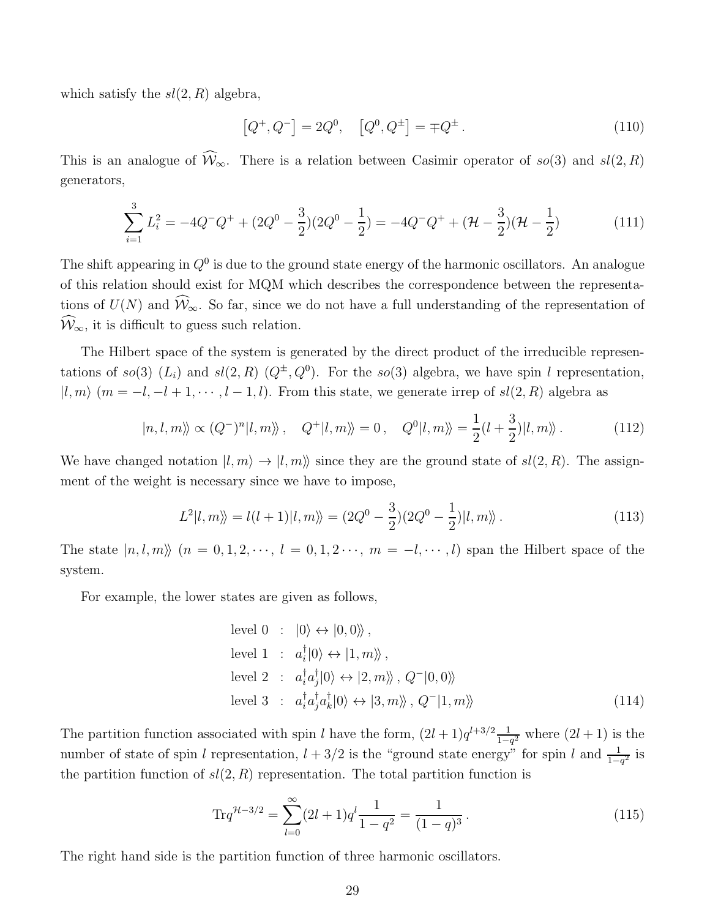which satisfy the $sl(2,R)$ algebra,

$$\left[Q^+, Q^-\right] = 2Q^0, \quad \left[Q^0, Q^\pm\right] = \mp Q^\pm \,. \tag{110}$$

This is an analogue of $\widehat{\mathcal{W}}_\infty$. There is a relation between Casimir operator of $so(3)$ and $sl(2,R)$ generators,

$$\sum_{i=1}^{3} L_i^2 = -4Q^-Q^+ + (2Q^0 - \frac{3}{2})(2Q^0 - \frac{1}{2}) = -4Q^-Q^+ + (\mathcal{H} - \frac{3}{2})(\mathcal{H} - \frac{1}{2}) \tag{111}$$

The shift appearing in $Q^0$ is due to the ground state energy of the harmonic oscillators. An analogue of this relation should exist for MQM which describes the correspondence between the representations of $U(N)$ and $\widehat{\mathcal{W}}_\infty$. So far, since we do not have a full understanding of the representation of $\widehat{\mathcal{W}}_\infty$, it is difficult to guess such relation.

The Hilbert space of the system is generated by the direct product of the irreducible representations of $so(3)$ ($L_i$) and $sl(2,R)$ ($Q^\pm, Q^0$). For the $so(3)$ algebra, we have spin $l$ representation, $|l,m\rangle$ ($m = -l, -l+1, \cdots, l-1, l$). From this state, we generate irrep of $sl(2,R)$ algebra as

$$|n,l,m\rangle\!\rangle \propto (Q^-)^n |l,m\rangle\!\rangle \,, \quad Q^+|l,m\rangle\!\rangle = 0 \,, \quad Q^0|l,m\rangle\!\rangle = \frac{1}{2}(l + \frac{3}{2})|l,m\rangle\!\rangle \,. \tag{112}$$

We have changed notation $|l,m\rangle \to |l,m\rangle\!\rangle$ since they are the ground state of $sl(2,R)$. The assignment of the weight is necessary since we have to impose,

$$L^2|l,m\rangle\!\rangle = l(l+1)|l,m\rangle\!\rangle = (2Q^0 - \frac{3}{2})(2Q^0 - \frac{1}{2})|l,m\rangle\!\rangle \,. \tag{113}$$

The state $|n,l,m\rangle\!\rangle$ ($n = 0,1,2,\cdots$, $l = 0,1,2\cdots$, $m = -l,\cdots,l$) span the Hilbert space of the system.

For example, the lower states are given as follows,

$$\begin{aligned}
\text{level 0} &: \ |0\rangle \leftrightarrow |0,0\rangle\!\rangle \,, \\
\text{level 1} &: \ a_i^\dagger|0\rangle \leftrightarrow |1,m\rangle\!\rangle \,, \\
\text{level 2} &: \ a_i^\dagger a_j^\dagger|0\rangle \leftrightarrow |2,m\rangle\!\rangle \,,\ Q^-|0,0\rangle\!\rangle \\
\text{level 3} &: \ a_i^\dagger a_j^\dagger a_k^\dagger|0\rangle \leftrightarrow |3,m\rangle\!\rangle \,,\ Q^-|1,m\rangle\!\rangle
\end{aligned} \tag{114}$$

The partition function associated with spin $l$ have the form, $(2l+1)q^{l+3/2}\frac{1}{1-q^2}$ where $(2l+1)$ is the number of state of spin $l$ representation, $l+3/2$ is the "ground state energy" for spin $l$ and $\frac{1}{1-q^2}$ is the partition function of $sl(2,R)$ representation. The total partition function is

$$\mathrm{Tr} q^{\mathcal{H}-3/2} = \sum_{l=0}^{\infty}(2l+1)q^l \frac{1}{1-q^2} = \frac{1}{(1-q)^3} \,. \tag{115}$$

The right hand side is the partition function of three harmonic oscillators.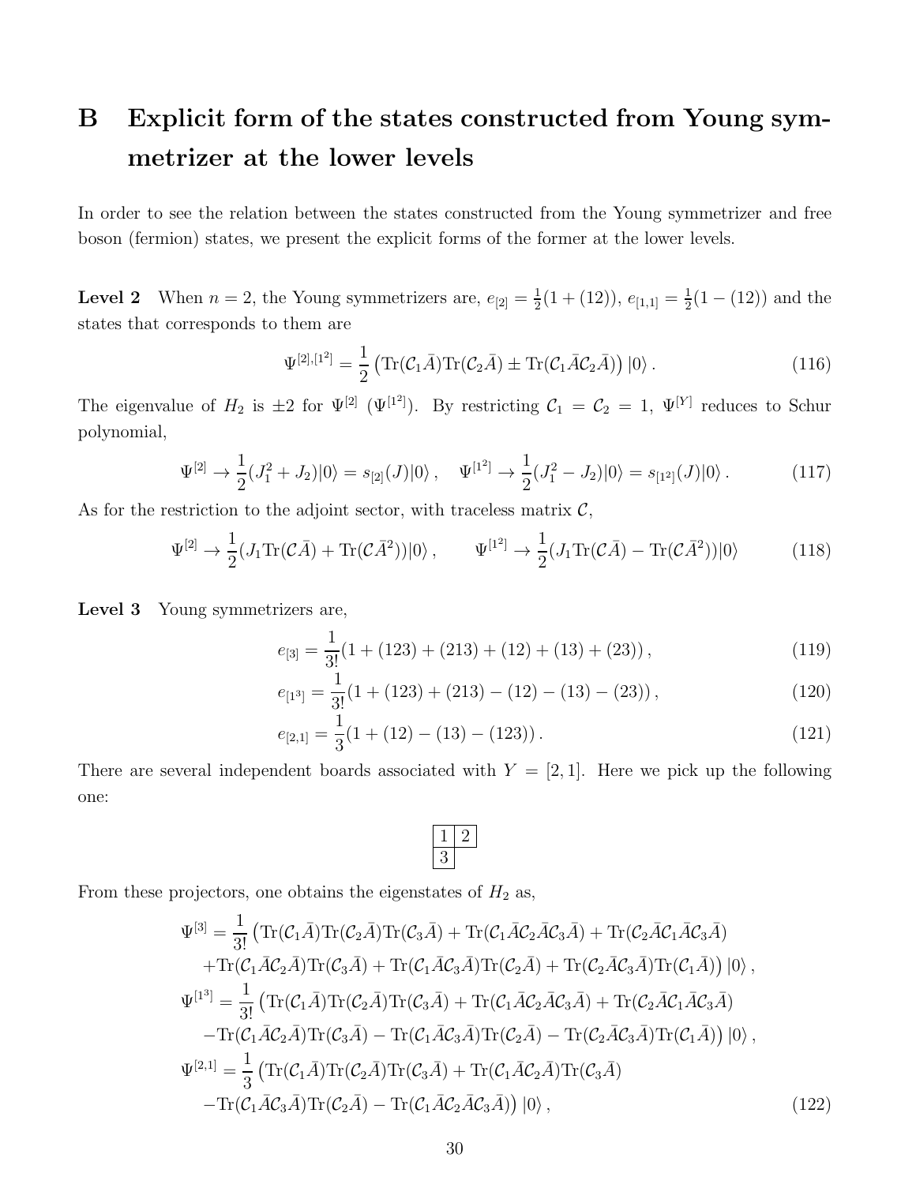# B Explicit form of the states constructed from Young symmetrizer at the lower levels

In order to see the relation between the states constructed from the Young symmetrizer and free boson (fermion) states, we present the explicit forms of the former at the lower levels.

**Level 2** When $n = 2$, the Young symmetrizers are, $e_{[2]} = \frac{1}{2}(1 + (12))$, $e_{[1,1]} = \frac{1}{2}(1 - (12))$ and the states that corresponds to them are

$$\Psi^{[2],[1^2]} = \frac{1}{2}\left(\mathrm{Tr}(\mathcal{C}_1\bar{A})\mathrm{Tr}(\mathcal{C}_2\bar{A}) \pm \mathrm{Tr}(\mathcal{C}_1\bar{A}\mathcal{C}_2\bar{A})\right)|0\rangle\,. \tag{116}$$

The eigenvalue of $H_2$ is $\pm 2$ for $\Psi^{[2]}$ ($\Psi^{[1^2]}$). By restricting $\mathcal{C}_1 = \mathcal{C}_2 = 1$, $\Psi^{[Y]}$ reduces to Schur polynomial,

$$\Psi^{[2]} \to \frac{1}{2}(J_1^2 + J_2)|0\rangle = s_{[2]}(J)|0\rangle\,, \quad \Psi^{[1^2]} \to \frac{1}{2}(J_1^2 - J_2)|0\rangle = s_{[1^2]}(J)|0\rangle\,. \tag{117}$$

As for the restriction to the adjoint sector, with traceless matrix $\mathcal{C}$,

$$\Psi^{[2]} \to \frac{1}{2}(J_1\mathrm{Tr}(\mathcal{C}\bar{A}) + \mathrm{Tr}(\mathcal{C}\bar{A}^2))|0\rangle\,, \qquad \Psi^{[1^2]} \to \frac{1}{2}(J_1\mathrm{Tr}(\mathcal{C}\bar{A}) - \mathrm{Tr}(\mathcal{C}\bar{A}^2))|0\rangle \tag{118}$$

**Level 3** Young symmetrizers are,

$$e_{[3]} = \frac{1}{3!}(1 + (123) + (213) + (12) + (13) + (23))\,, \tag{119}$$

$$e_{[1^3]} = \frac{1}{3!}(1 + (123) + (213) - (12) - (13) - (23))\,, \tag{120}$$

$$e_{[2,1]} = \frac{1}{3}(1 + (12) - (13) - (123))\,. \tag{121}$$

There are several independent boards associated with $Y = [2, 1]$. Here we pick up the following one:

| 1 | 2 |
|---|---|
| 3 | |

From these projectors, one obtains the eigenstates of $H_2$ as,

$$\begin{aligned}
\Psi^{[3]} &= \frac{1}{3!}\big(\mathrm{Tr}(\mathcal{C}_1\bar{A})\mathrm{Tr}(\mathcal{C}_2\bar{A})\mathrm{Tr}(\mathcal{C}_3\bar{A}) + \mathrm{Tr}(\mathcal{C}_1\bar{A}\mathcal{C}_2\bar{A}\mathcal{C}_3\bar{A}) + \mathrm{Tr}(\mathcal{C}_2\bar{A}\mathcal{C}_1\bar{A}\mathcal{C}_3\bar{A}) \\
&\quad + \mathrm{Tr}(\mathcal{C}_1\bar{A}\mathcal{C}_2\bar{A})\mathrm{Tr}(\mathcal{C}_3\bar{A}) + \mathrm{Tr}(\mathcal{C}_1\bar{A}\mathcal{C}_3\bar{A})\mathrm{Tr}(\mathcal{C}_2\bar{A}) + \mathrm{Tr}(\mathcal{C}_2\bar{A}\mathcal{C}_3\bar{A})\mathrm{Tr}(\mathcal{C}_1\bar{A})\big)|0\rangle\,, \\
\Psi^{[1^3]} &= \frac{1}{3!}\big(\mathrm{Tr}(\mathcal{C}_1\bar{A})\mathrm{Tr}(\mathcal{C}_2\bar{A})\mathrm{Tr}(\mathcal{C}_3\bar{A}) + \mathrm{Tr}(\mathcal{C}_1\bar{A}\mathcal{C}_2\bar{A}\mathcal{C}_3\bar{A}) + \mathrm{Tr}(\mathcal{C}_2\bar{A}\mathcal{C}_1\bar{A}\mathcal{C}_3\bar{A}) \\
&\quad - \mathrm{Tr}(\mathcal{C}_1\bar{A}\mathcal{C}_2\bar{A})\mathrm{Tr}(\mathcal{C}_3\bar{A}) - \mathrm{Tr}(\mathcal{C}_1\bar{A}\mathcal{C}_3\bar{A})\mathrm{Tr}(\mathcal{C}_2\bar{A}) - \mathrm{Tr}(\mathcal{C}_2\bar{A}\mathcal{C}_3\bar{A})\mathrm{Tr}(\mathcal{C}_1\bar{A})\big)|0\rangle\,, \\
\Psi^{[2,1]} &= \frac{1}{3}\big(\mathrm{Tr}(\mathcal{C}_1\bar{A})\mathrm{Tr}(\mathcal{C}_2\bar{A})\mathrm{Tr}(\mathcal{C}_3\bar{A}) + \mathrm{Tr}(\mathcal{C}_1\bar{A}\mathcal{C}_2\bar{A})\mathrm{Tr}(\mathcal{C}_3\bar{A}) \\
&\quad - \mathrm{Tr}(\mathcal{C}_1\bar{A}\mathcal{C}_3\bar{A})\mathrm{Tr}(\mathcal{C}_2\bar{A}) - \mathrm{Tr}(\mathcal{C}_1\bar{A}\mathcal{C}_2\bar{A}\mathcal{C}_3\bar{A})\big)|0\rangle\,,
\end{aligned} \tag{122}$$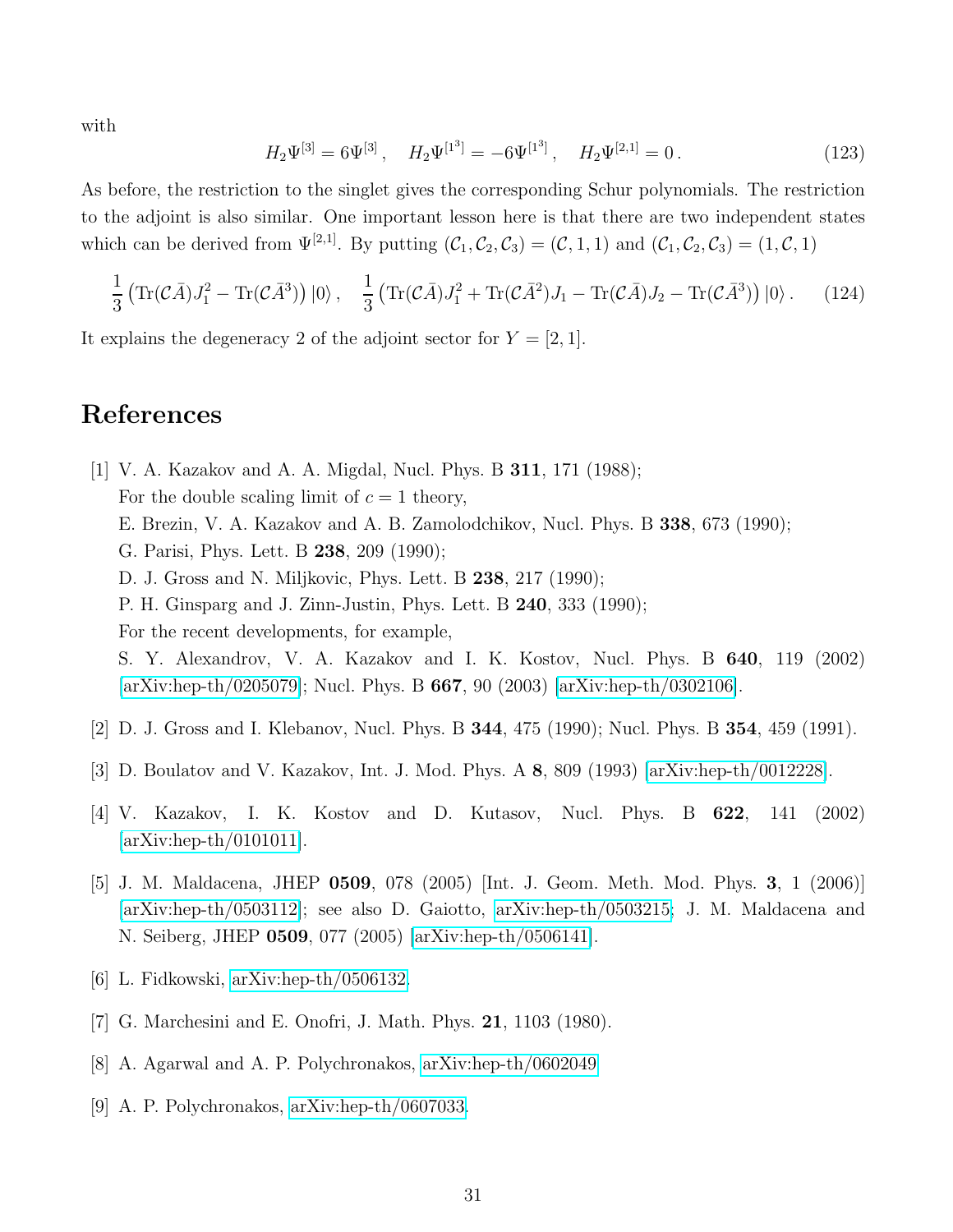with

$$H_2\Psi^{[3]} = 6\Psi^{[3]}\,, \quad H_2\Psi^{[1^3]} = -6\Psi^{[1^3]}\,, \quad H_2\Psi^{[2,1]} = 0\,. \tag{123}$$

As before, the restriction to the singlet gives the corresponding Schur polynomials. The restriction to the adjoint is also similar. One important lesson here is that there are two independent states which can be derived from $\Psi^{[2,1]}$. By putting $(\mathcal{C}_1, \mathcal{C}_2, \mathcal{C}_3) = (\mathcal{C}, 1, 1)$ and $(\mathcal{C}_1, \mathcal{C}_2, \mathcal{C}_3) = (1, \mathcal{C}, 1)$

$$\frac{1}{3}\left(\mathrm{Tr}(\mathcal{C}\bar{A})J_1^2 - \mathrm{Tr}(\mathcal{C}\bar{A}^3)\right)|0\rangle\,, \quad \frac{1}{3}\left(\mathrm{Tr}(\mathcal{C}\bar{A})J_1^2 + \mathrm{Tr}(\mathcal{C}\bar{A}^2)J_1 - \mathrm{Tr}(\mathcal{C}\bar{A})J_2 - \mathrm{Tr}(\mathcal{C}\bar{A}^3)\right)|0\rangle\,. \tag{124}$$

It explains the degeneracy 2 of the adjoint sector for $Y = [2, 1]$.

# References

[1] V. A. Kazakov and A. A. Migdal, Nucl. Phys. B **311**, 171 (1988);
For the double scaling limit of $c = 1$ theory,
E. Brezin, V. A. Kazakov and A. B. Zamolodchikov, Nucl. Phys. B **338**, 673 (1990);
G. Parisi, Phys. Lett. B **238**, 209 (1990);
D. J. Gross and N. Miljkovic, Phys. Lett. B **238**, 217 (1990);
P. H. Ginsparg and J. Zinn-Justin, Phys. Lett. B **240**, 333 (1990);
For the recent developments, for example,
S. Y. Alexandrov, V. A. Kazakov and I. K. Kostov, Nucl. Phys. B **640**, 119 (2002) [arXiv:hep-th/0205079]; Nucl. Phys. B **667**, 90 (2003) [arXiv:hep-th/0302106].

[2] D. J. Gross and I. Klebanov, Nucl. Phys. B **344**, 475 (1990); Nucl. Phys. B **354**, 459 (1991).

[3] D. Boulatov and V. Kazakov, Int. J. Mod. Phys. A **8**, 809 (1993) [arXiv:hep-th/0012228].

[4] V. Kazakov, I. K. Kostov and D. Kutasov, Nucl. Phys. B **622**, 141 (2002) [arXiv:hep-th/0101011].

[5] J. M. Maldacena, JHEP **0509**, 078 (2005) [Int. J. Geom. Meth. Mod. Phys. **3**, 1 (2006)] [arXiv:hep-th/0503112]; see also D. Gaiotto, arXiv:hep-th/0503215; J. M. Maldacena and N. Seiberg, JHEP **0509**, 077 (2005) [arXiv:hep-th/0506141].

[6] L. Fidkowski, arXiv:hep-th/0506132.

[7] G. Marchesini and E. Onofri, J. Math. Phys. **21**, 1103 (1980).

[8] A. Agarwal and A. P. Polychronakos, arXiv:hep-th/0602049.

[9] A. P. Polychronakos, arXiv:hep-th/0607033.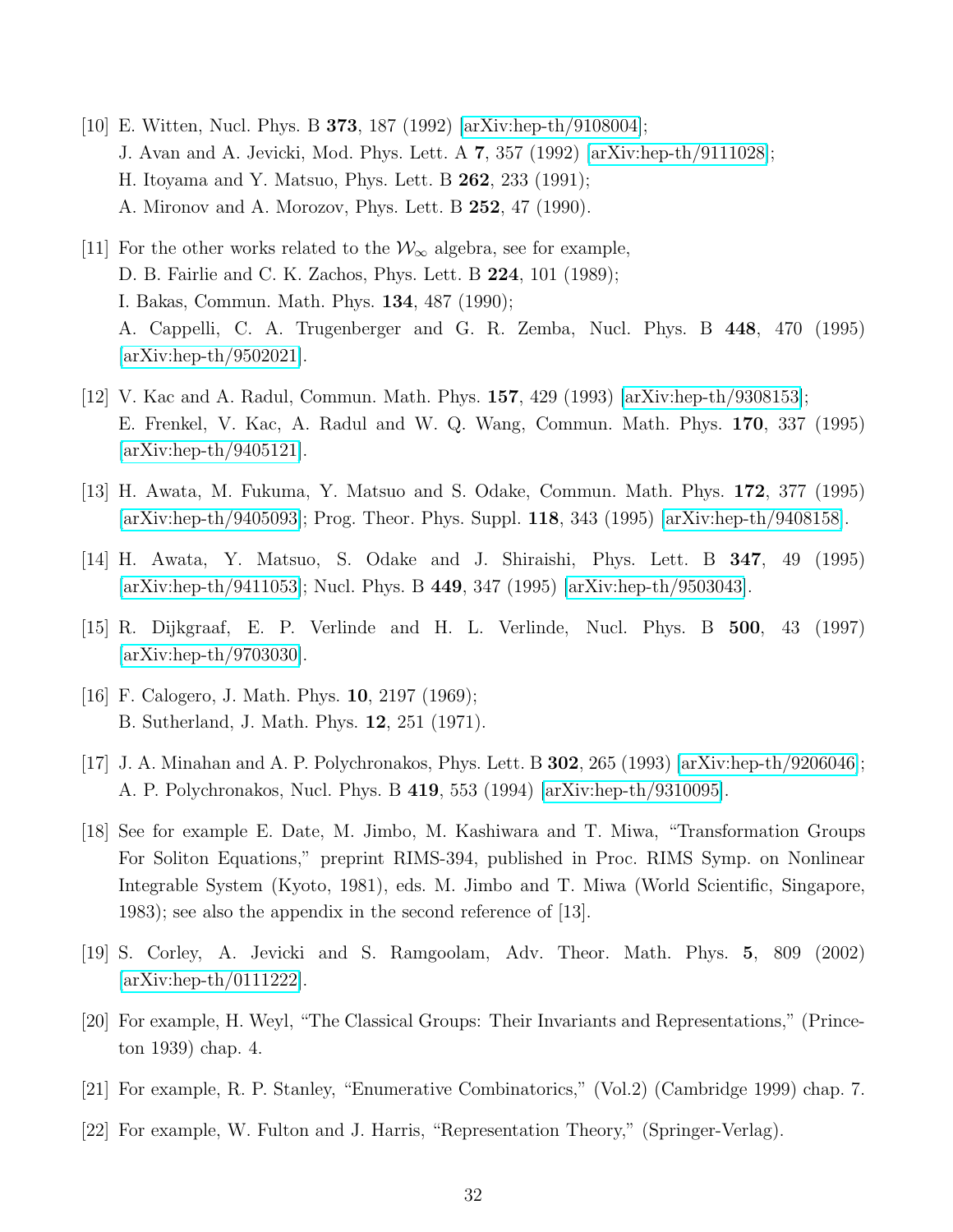[10] E. Witten, Nucl. Phys. B **373**, 187 (1992) [arXiv:hep-th/9108004];
J. Avan and A. Jevicki, Mod. Phys. Lett. A **7**, 357 (1992) [arXiv:hep-th/9111028];
H. Itoyama and Y. Matsuo, Phys. Lett. B **262**, 233 (1991);
A. Mironov and A. Morozov, Phys. Lett. B **252**, 47 (1990).

[11] For the other works related to the $\mathcal{W}_\infty$ algebra, see for example,
D. B. Fairlie and C. K. Zachos, Phys. Lett. B **224**, 101 (1989);
I. Bakas, Commun. Math. Phys. **134**, 487 (1990);
A. Cappelli, C. A. Trugenberger and G. R. Zemba, Nucl. Phys. B **448**, 470 (1995) [arXiv:hep-th/9502021].

[12] V. Kac and A. Radul, Commun. Math. Phys. **157**, 429 (1993) [arXiv:hep-th/9308153];
E. Frenkel, V. Kac, A. Radul and W. Q. Wang, Commun. Math. Phys. **170**, 337 (1995) [arXiv:hep-th/9405121].

[13] H. Awata, M. Fukuma, Y. Matsuo and S. Odake, Commun. Math. Phys. **172**, 377 (1995) [arXiv:hep-th/9405093]; Prog. Theor. Phys. Suppl. **118**, 343 (1995) [arXiv:hep-th/9408158].

[14] H. Awata, Y. Matsuo, S. Odake and J. Shiraishi, Phys. Lett. B **347**, 49 (1995) [arXiv:hep-th/9411053]; Nucl. Phys. B **449**, 347 (1995) [arXiv:hep-th/9503043].

[15] R. Dijkgraaf, E. P. Verlinde and H. L. Verlinde, Nucl. Phys. B **500**, 43 (1997) [arXiv:hep-th/9703030].

[16] F. Calogero, J. Math. Phys. **10**, 2197 (1969);
B. Sutherland, J. Math. Phys. **12**, 251 (1971).

[17] J. A. Minahan and A. P. Polychronakos, Phys. Lett. B **302**, 265 (1993) [arXiv:hep-th/9206046];
A. P. Polychronakos, Nucl. Phys. B **419**, 553 (1994) [arXiv:hep-th/9310095].

[18] See for example E. Date, M. Jimbo, M. Kashiwara and T. Miwa, "Transformation Groups For Soliton Equations," preprint RIMS-394, published in Proc. RIMS Symp. on Nonlinear Integrable System (Kyoto, 1981), eds. M. Jimbo and T. Miwa (World Scientific, Singapore, 1983); see also the appendix in the second reference of [13].

[19] S. Corley, A. Jevicki and S. Ramgoolam, Adv. Theor. Math. Phys. **5**, 809 (2002) [arXiv:hep-th/0111222].

[20] For example, H. Weyl, "The Classical Groups: Their Invariants and Representations," (Princeton 1939) chap. 4.

[21] For example, R. P. Stanley, "Enumerative Combinatorics," (Vol.2) (Cambridge 1999) chap. 7.

[22] For example, W. Fulton and J. Harris, "Representation Theory," (Springer-Verlag).